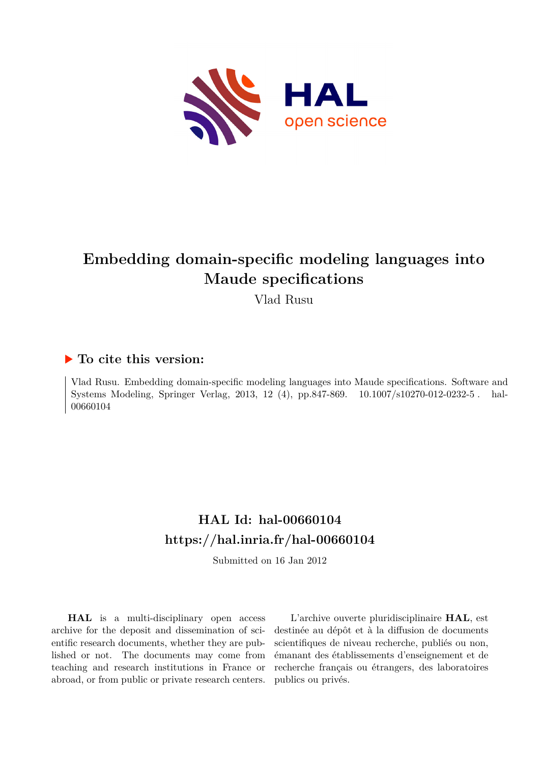# Embedding domain-specific modeling languages into Maude specifications

Vlad Rusu

## ▶ To cite this version:

Vlad Rusu. Embedding domain-specific modeling languages into Maude specifications. Software and Systems Modeling, Springer Verlag, 2013, 12 (4), pp.847-869. 10.1007/s10270-012-0232-5 . hal-00660104

## HAL Id: hal-00660104
## https://hal.inria.fr/hal-00660104

Submitted on 16 Jan 2012

**HAL** is a multi-disciplinary open access archive for the deposit and dissemination of scientific research documents, whether they are published or not. The documents may come from teaching and research institutions in France or abroad, or from public or private research centers.

L'archive ouverte pluridisciplinaire **HAL**, est destinée au dépôt et à la diffusion de documents scientifiques de niveau recherche, publiés ou non, émanant des établissements d'enseignement et de recherche français ou étrangers, des laboratoires publics ou privés.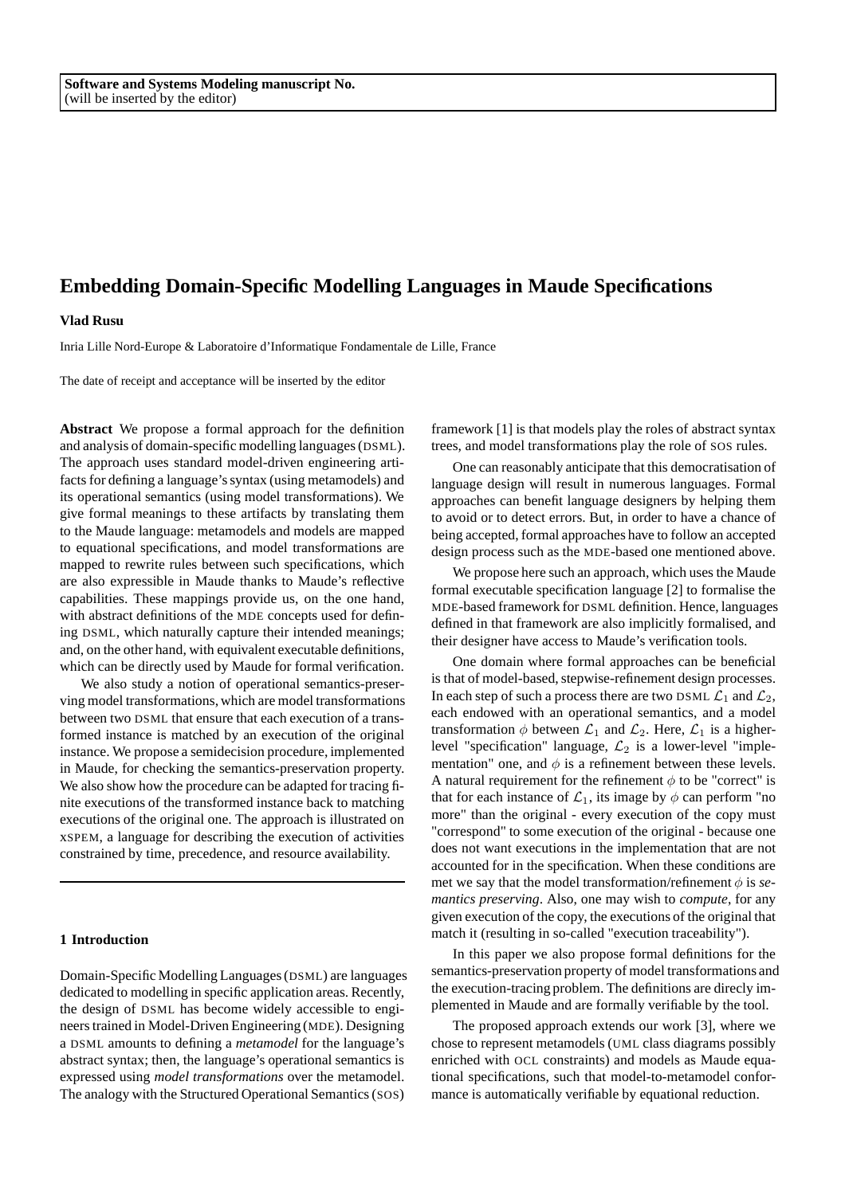**Software and Systems Modeling manuscript No.**
(will be inserted by the editor)

# Embedding Domain-Specific Modelling Languages in Maude Specifications

**Vlad Rusu**

Inria Lille Nord-Europe & Laboratoire d'Informatique Fondamentale de Lille, France

The date of receipt and acceptance will be inserted by the editor

**Abstract** We propose a formal approach for the definition and analysis of domain-specific modelling languages (DSML). The approach uses standard model-driven engineering artifacts for defining a language's syntax (using metamodels) and its operational semantics (using model transformations). We give formal meanings to these artifacts by translating them to the Maude language: metamodels and models are mapped to equational specifications, and model transformations are mapped to rewrite rules between such specifications, which are also expressible in Maude thanks to Maude's reflective capabilities. These mappings provide us, on the one hand, with abstract definitions of the MDE concepts used for defining DSML, which naturally capture their intended meanings; and, on the other hand, with equivalent executable definitions, which can be directly used by Maude for formal verification.

We also study a notion of operational semantics-preserving model transformations, which are model transformations between two DSML that ensure that each execution of a transformed instance is matched by an execution of the original instance. We propose a semidecision procedure, implemented in Maude, for checking the semantics-preservation property. We also show how the procedure can be adapted for tracing finite executions of the transformed instance back to matching executions of the original one. The approach is illustrated on XSPEM, a language for describing the execution of activities constrained by time, precedence, and resource availability.

## 1 Introduction

Domain-Specific Modelling Languages (DSML) are languages dedicated to modelling in specific application areas. Recently, the design of DSML has become widely accessible to engineers trained in Model-Driven Engineering (MDE). Designing a DSML amounts to defining a *metamodel* for the language's abstract syntax; then, the language's operational semantics is expressed using *model transformations* over the metamodel. The analogy with the Structured Operational Semantics (SOS) framework [1] is that models play the roles of abstract syntax trees, and model transformations play the role of SOS rules.

One can reasonably anticipate that this democratisation of language design will result in numerous languages. Formal approaches can benefit language designers by helping them to avoid or to detect errors. But, in order to have a chance of being accepted, formal approaches have to follow an accepted design process such as the MDE-based one mentioned above.

We propose here such an approach, which uses the Maude formal executable specification language [2] to formalise the MDE-based framework for DSML definition. Hence, languages defined in that framework are also implicitly formalised, and their designer have access to Maude's verification tools.

One domain where formal approaches can be beneficial is that of model-based, stepwise-refinement design processes. In each step of such a process there are two DSML $\mathcal{L}_1$ and $\mathcal{L}_2$, each endowed with an operational semantics, and a model transformation $\phi$ between $\mathcal{L}_1$ and $\mathcal{L}_2$. Here, $\mathcal{L}_1$ is a higher-level "specification" language, $\mathcal{L}_2$ is a lower-level "implementation" one, and $\phi$ is a refinement between these levels. A natural requirement for the refinement $\phi$ to be "correct" is that for each instance of $\mathcal{L}_1$, its image by $\phi$ can perform "no more" than the original - every execution of the copy must "correspond" to some execution of the original - because one does not want executions in the implementation that are not accounted for in the specification. When these conditions are met we say that the model transformation/refinement $\phi$ is *semantics preserving*. Also, one may wish to *compute*, for any given execution of the copy, the executions of the original that match it (resulting in so-called "execution traceability").

In this paper we also propose formal definitions for the semantics-preservation property of model transformations and the execution-tracing problem. The definitions are direcly implemented in Maude and are formally verifiable by the tool.

The proposed approach extends our work [3], where we chose to represent metamodels (UML class diagrams possibly enriched with OCL constraints) and models as Maude equational specifications, such that model-to-metamodel conformance is automatically verifiable by equational reduction.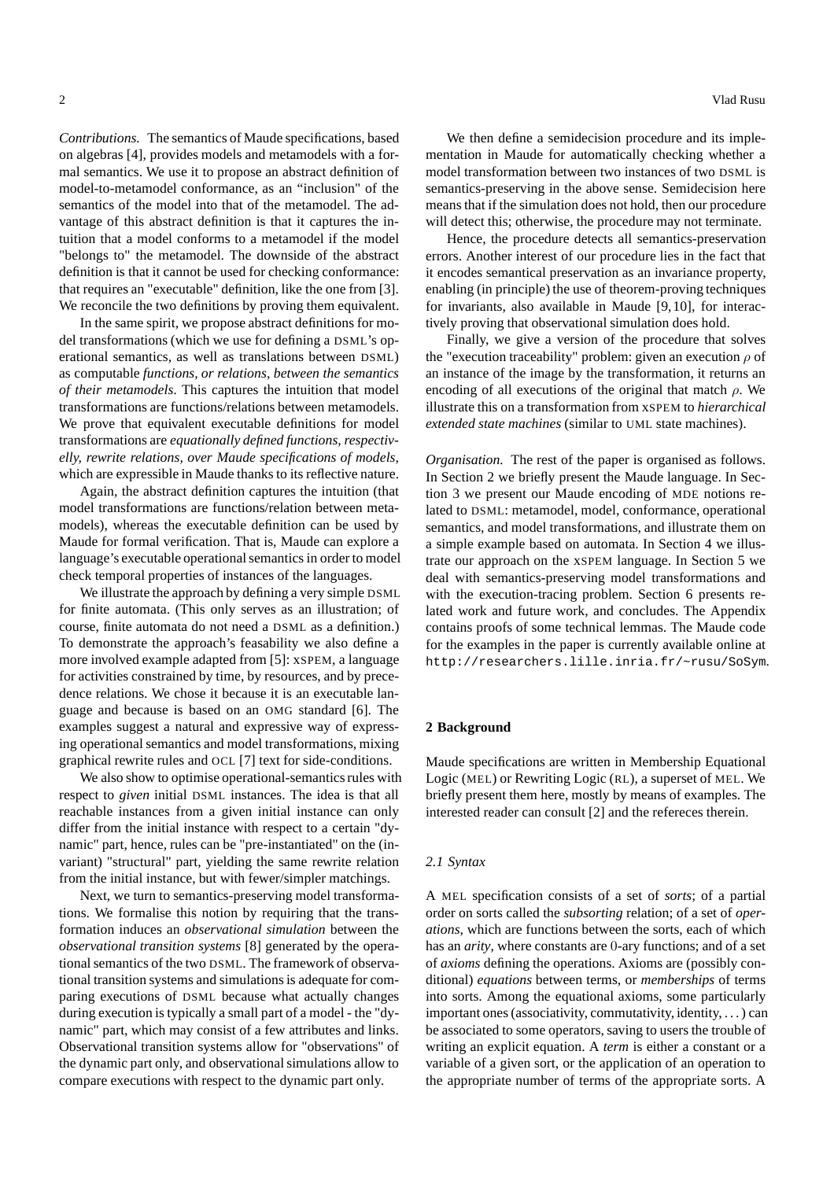*Contributions.* The semantics of Maude specifications, based on algebras [4], provides models and metamodels with a formal semantics. We use it to propose an abstract definition of model-to-metamodel conformance, as an "inclusion" of the semantics of the model into that of the metamodel. The advantage of this abstract definition is that it captures the intuition that a model conforms to a metamodel if the model "belongs to" the metamodel. The downside of the abstract definition is that it cannot be used for checking conformance: that requires an "executable" definition, like the one from [3]. We reconcile the two definitions by proving them equivalent.

In the same spirit, we propose abstract definitions for model transformations (which we use for defining a DSML's operational semantics, as well as translations between DSML) as computable *functions, or relations, between the semantics of their metamodels*. This captures the intuition that model transformations are functions/relations between metamodels. We prove that equivalent executable definitions for model transformations are *equationally defined functions, respectivelly, rewrite relations, over Maude specifications of models*, which are expressible in Maude thanks to its reflective nature.

Again, the abstract definition captures the intuition (that model transformations are functions/relation between metamodels), whereas the executable definition can be used by Maude for formal verification. That is, Maude can explore a language's executable operational semantics in order to model check temporal properties of instances of the languages.

We illustrate the approach by defining a very simple DSML for finite automata. (This only serves as an illustration; of course, finite automata do not need a DSML as a definition.) To demonstrate the approach's feasability we also define a more involved example adapted from [5]: XSPEM, a language for activities constrained by time, by resources, and by precedence relations. We chose it because it is an executable language and because is based on an OMG standard [6]. The examples suggest a natural and expressive way of expressing operational semantics and model transformations, mixing graphical rewrite rules and OCL [7] text for side-conditions.

We also show to optimise operational-semantics rules with respect to *given* initial DSML instances. The idea is that all reachable instances from a given initial instance can only differ from the initial instance with respect to a certain "dynamic" part, hence, rules can be "pre-instantiated" on the (invariant) "structural" part, yielding the same rewrite relation from the initial instance, but with fewer/simpler matchings.

Next, we turn to semantics-preserving model transformations. We formalise this notion by requiring that the transformation induces an *observational simulation* between the *observational transition systems* [8] generated by the operational semantics of the two DSML. The framework of observational transition systems and simulations is adequate for comparing executions of DSML because what actually changes during execution is typically a small part of a model - the "dynamic" part, which may consist of a few attributes and links. Observational transition systems allow for "observations" of the dynamic part only, and observational simulations allow to compare executions with respect to the dynamic part only.

We then define a semidecision procedure and its implementation in Maude for automatically checking whether a model transformation between two instances of two DSML is semantics-preserving in the above sense. Semidecision here means that if the simulation does not hold, then our procedure will detect this; otherwise, the procedure may not terminate.

Hence, the procedure detects all semantics-preservation errors. Another interest of our procedure lies in the fact that it encodes semantical preservation as an invariance property, enabling (in principle) the use of theorem-proving techniques for invariants, also available in Maude [9,10], for interactively proving that observational simulation does hold.

Finally, we give a version of the procedure that solves the "execution traceability" problem: given an execution $\rho$ of an instance of the image by the transformation, it returns an encoding of all executions of the original that match $\rho$. We illustrate this on a transformation from XSPEM to *hierarchical extended state machines* (similar to UML state machines).

*Organisation.* The rest of the paper is organised as follows. In Section 2 we briefly present the Maude language. In Section 3 we present our Maude encoding of MDE notions related to DSML: metamodel, model, conformance, operational semantics, and model transformations, and illustrate them on a simple example based on automata. In Section 4 we illustrate our approach on the XSPEM language. In Section 5 we deal with semantics-preserving model transformations and with the execution-tracing problem. Section 6 presents related work and future work, and concludes. The Appendix contains proofs of some technical lemmas. The Maude code for the examples in the paper is currently available online at http://researchers.lille.inria.fr/~rusu/SoSym.

## 2 Background

Maude specifications are written in Membership Equational Logic (MEL) or Rewriting Logic (RL), a superset of MEL. We briefly present them here, mostly by means of examples. The interested reader can consult [2] and the refereces therein.

### 2.1 Syntax

A MEL specification consists of a set of *sorts*; of a partial order on sorts called the *subsorting* relation; of a set of *operations*, which are functions between the sorts, each of which has an *arity*, where constants are $0$-ary functions; and of a set of *axioms* defining the operations. Axioms are (possibly conditional) *equations* between terms, or *memberships* of terms into sorts. Among the equational axioms, some particularly important ones (associativity, commutativity, identity, ...) can be associated to some operators, saving to users the trouble of writing an explicit equation. A *term* is either a constant or a variable of a given sort, or the application of an operation to the appropriate number of terms of the appropriate sorts. A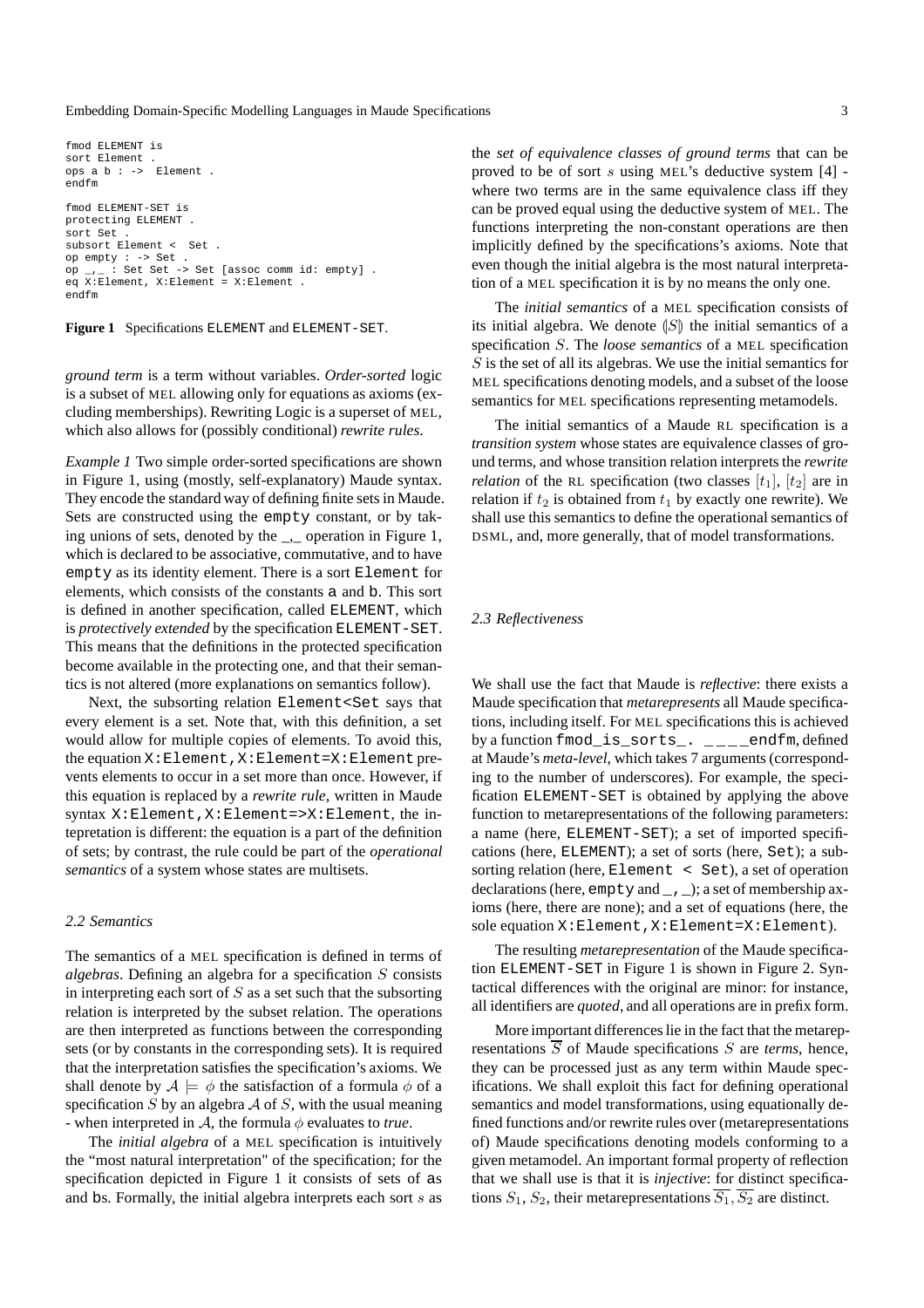```
fmod ELEMENT is
sort Element .
ops a b : ->  Element .
endfm

fmod ELEMENT-SET is
protecting ELEMENT .
sort Set .
subsort Element <  Set .
op empty : -> Set .
op _,_ : Set Set -> Set [assoc comm id: empty] .
eq X:Element, X:Element = X:Element .
endfm
```

**Figure 1** Specifications ELEMENT and ELEMENT-SET.

*ground term* is a term without variables. *Order-sorted* logic is a subset of MEL allowing only for equations as axioms (excluding memberships). Rewriting Logic is a superset of MEL, which also allows for (possibly conditional) *rewrite rules*.

*Example 1* Two simple order-sorted specifications are shown in Figure 1, using (mostly, self-explanatory) Maude syntax. They encode the standard way of defining finite sets in Maude. Sets are constructed using the empty constant, or by taking unions of sets, denoted by the _,_ operation in Figure 1, which is declared to be associative, commutative, and to have empty as its identity element. There is a sort Element for elements, which consists of the constants a and b. This sort is defined in another specification, called ELEMENT, which is *protectively extended* by the specification ELEMENT-SET. This means that the definitions in the protected specification become available in the protecting one, and that their semantics is not altered (more explanations on semantics follow).

Next, the subsorting relation Element<Set says that every element is a set. Note that, with this definition, a set would allow for multiple copies of elements. To avoid this, the equation X:Element,X:Element=X:Element prevents elements to occur in a set more than once. However, if this equation is replaced by a *rewrite rule*, written in Maude syntax X:Element,X:Element=>X:Element, the intepretation is different: the equation is a part of the definition of sets; by contrast, the rule could be part of the *operational semantics* of a system whose states are multisets.

### 2.2 Semantics

The semantics of a MEL specification is defined in terms of *algebras*. Defining an algebra for a specification $S$ consists in interpreting each sort of $S$ as a set such that the subsorting relation is interpreted by the subset relation. The operations are then interpreted as functions between the corresponding sets (or by constants in the corresponding sets). It is required that the interpretation satisfies the specification's axioms. We shall denote by $\mathcal{A} \models \phi$ the satisfaction of a formula $\phi$ of a specification $S$ by an algebra $\mathcal{A}$ of $S$, with the usual meaning - when interpreted in $\mathcal{A}$, the formula $\phi$ evaluates to *true*.

The *initial algebra* of a MEL specification is intuitively the "most natural interpretation" of the specification; for the specification depicted in Figure 1 it consists of sets of as and bs. Formally, the initial algebra interprets each sort $s$ as the *set of equivalence classes of ground terms* that can be proved to be of sort $s$ using MEL's deductive system [4] - where two terms are in the same equivalence class iff they can be proved equal using the deductive system of MEL. The functions interpreting the non-constant operations are then implicitly defined by the specifications's axioms. Note that even though the initial algebra is the most natural interpretation of a MEL specification it is by no means the only one.

The *initial semantics* of a MEL specification consists of its initial algebra. We denote $(\!|S|\!)$ the initial semantics of a specification $S$. The *loose semantics* of a MEL specification $S$ is the set of all its algebras. We use the initial semantics for MEL specifications denoting models, and a subset of the loose semantics for MEL specifications representing metamodels.

The initial semantics of a Maude RL specification is a *transition system* whose states are equivalence classes of ground terms, and whose transition relation interprets the *rewrite relation* of the RL specification (two classes $[t_1]$, $[t_2]$ are in relation if $t_2$ is obtained from $t_1$ by exactly one rewrite). We shall use this semantics to define the operational semantics of DSML, and, more generally, that of model transformations.

### 2.3 Reflectiveness

We shall use the fact that Maude is *reflective*: there exists a Maude specification that *metarepresents* all Maude specifications, including itself. For MEL specifications this is achieved by a function fmod_is_sorts_. ____endfm, defined at Maude's *meta-level*, which takes 7 arguments (corresponding to the number of underscores). For example, the specification ELEMENT-SET is obtained by applying the above function to metarepresentations of the following parameters: a name (here, ELEMENT-SET); a set of imported specifications (here, ELEMENT); a set of sorts (here, Set); a subsorting relation (here, Element < Set), a set of operation declarations (here, empty and _,_); a set of membership axioms (here, there are none); and a set of equations (here, the sole equation X:Element,X:Element=X:Element).

The resulting *metarepresentation* of the Maude specification ELEMENT-SET in Figure 1 is shown in Figure 2. Syntactical differences with the original are minor: for instance, all identifiers are *quoted*, and all operations are in prefix form.

More important differences lie in the fact that the metarepresentations $\overline{S}$ of Maude specifications $S$ are *terms*, hence, they can be processed just as any term within Maude specifications. We shall exploit this fact for defining operational semantics and model transformations, using equationally defined functions and/or rewrite rules over (metarepresentations of) Maude specifications denoting models conforming to a given metamodel. An important formal property of reflection that we shall use is that it is *injective*: for distinct specifications $S_1$, $S_2$, their metarepresentations $\overline{S_1}, \overline{S_2}$ are distinct.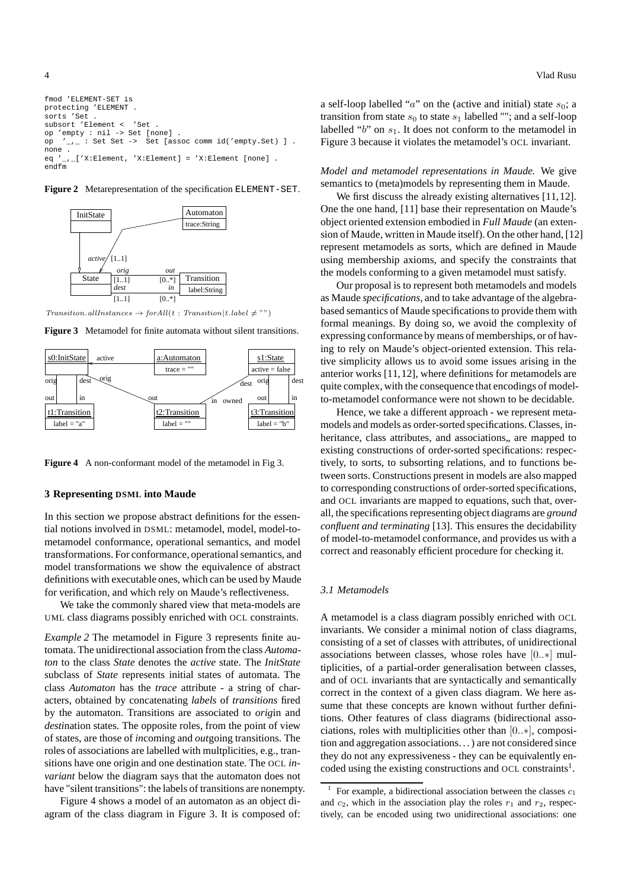```
fmod 'ELEMENT-SET is
protecting 'ELEMENT .
sorts 'Set .
subsort 'Element <  'Set .
op 'empty : nil -> Set [none] .
op  '_,_ : Set Set ->  Set [assoc comm id('empty.Set) ] .
none .
eq '_,_['X:Element, 'X:Element] = 'X:Element [none] .
endfm
```

**Figure 2** Metarepresentation of the specification ELEMENT-SET.

$Transition.allInstances \rightarrow forAll(t : Transition | t.label \neq "")$

**Figure 3** Metamodel for finite automata without silent transitions.

**Figure 4** A non-conformant model of the metamodel in Fig 3.

## 3 Representing DSML into Maude

In this section we propose abstract definitions for the essential notions involved in DSML: metamodel, model, model-to-metamodel conformance, operational semantics, and model transformations. For conformance, operational semantics, and model transformations we show the equivalence of abstract definitions with executable ones, which can be used by Maude for verification, and which rely on Maude's reflectiveness.

We take the commonly shared view that meta-models are UML class diagrams possibly enriched with OCL constraints.

*Example 2* The metamodel in Figure 3 represents finite automata. The unidirectional association from the class *Automaton* to the class *State* denotes the *active* state. The *InitState* subclass of *State* represents initial states of automata. The class *Automaton* has the *trace* attribute - a string of characters, obtained by concatenating *labels* of *transitions* fired by the automaton. Transitions are associated to *orig*in and *dest*ination states. The opposite roles, from the point of view of states, are those of *in*coming and *out*going transitions. The roles of associations are labelled with multplicities, e.g., transitions have one origin and one destination state. The OCL *invariant* below the diagram says that the automaton does not have "silent transitions": the labels of transitions are nonempty.

Figure 4 shows a model of an automaton as an object diagram of the class diagram in Figure 3. It is composed of: a self-loop labelled "$a$" on the (active and initial) state $s_0$; a transition from state $s_0$ to state $s_1$ labelled ""; and a self-loop labelled "$b$" on $s_1$. It does not conform to the metamodel in Figure 3 because it violates the metamodel's OCL invariant.

*Model and metamodel representations in Maude.* We give semantics to (meta)models by representing them in Maude.

We first discuss the already existing alternatives [11,12]. One the one hand, [11] base their representation on Maude's object oriented extension embodied in *Full Maude* (an extension of Maude, written in Maude itself). On the other hand, [12] represent metamodels as sorts, which are defined in Maude using membership axioms, and specify the constraints that the models conforming to a given metamodel must satisfy.

Our proposal is to represent both metamodels and models as Maude *specifications*, and to take advantage of the algebra-based semantics of Maude specifications to provide them with formal meanings. By doing so, we avoid the complexity of expressing conformance by means of memberships, or of having to rely on Maude's object-oriented extension. This relative simplicity allows us to avoid some issues arising in the anterior works [11,12], where definitions for metamodels are quite complex, with the consequence that encodings of model-to-metamodel conformance were not shown to be decidable.

Hence, we take a different approach - we represent metamodels and models as order-sorted specifications. Classes, inheritance, class attributes, and associations,, are mapped to existing constructions of order-sorted specifications: respectively, to sorts, to subsorting relations, and to functions between sorts. Constructions present in models are also mapped to corresponding constructions of order-sorted specifications, and OCL invariants are mapped to equations, such that, overall, the specifications representing object diagrams are *ground confluent and terminating* [13]. This ensures the decidability of model-to-metamodel conformance, and provides us with a correct and reasonably efficient procedure for checking it.

### 3.1 Metamodels

A metamodel is a class diagram possibly enriched with OCL invariants. We consider a minimal notion of class diagrams, consisting of a set of classes with attributes, of unidirectional associations between classes, whose roles have $[0..*]$ multiplicities, of a partial-order generalisation between classes, and of OCL invariants that are syntactically and semantically correct in the context of a given class diagram. We here assume that these concepts are known without further definitions. Other features of class diagrams (bidirectional associations, roles with multiplicities other than $[0..*]$, composition and aggregation associations...) are not considered since they do not any expressiveness - they can be equivalently encoded using the existing constructions and OCL constraints[1].

[1] For example, a bidirectional association between the classes $c_1$ and $c_2$, which in the association play the roles $r_1$ and $r_2$, respectively, can be encoded using two unidirectional associations: one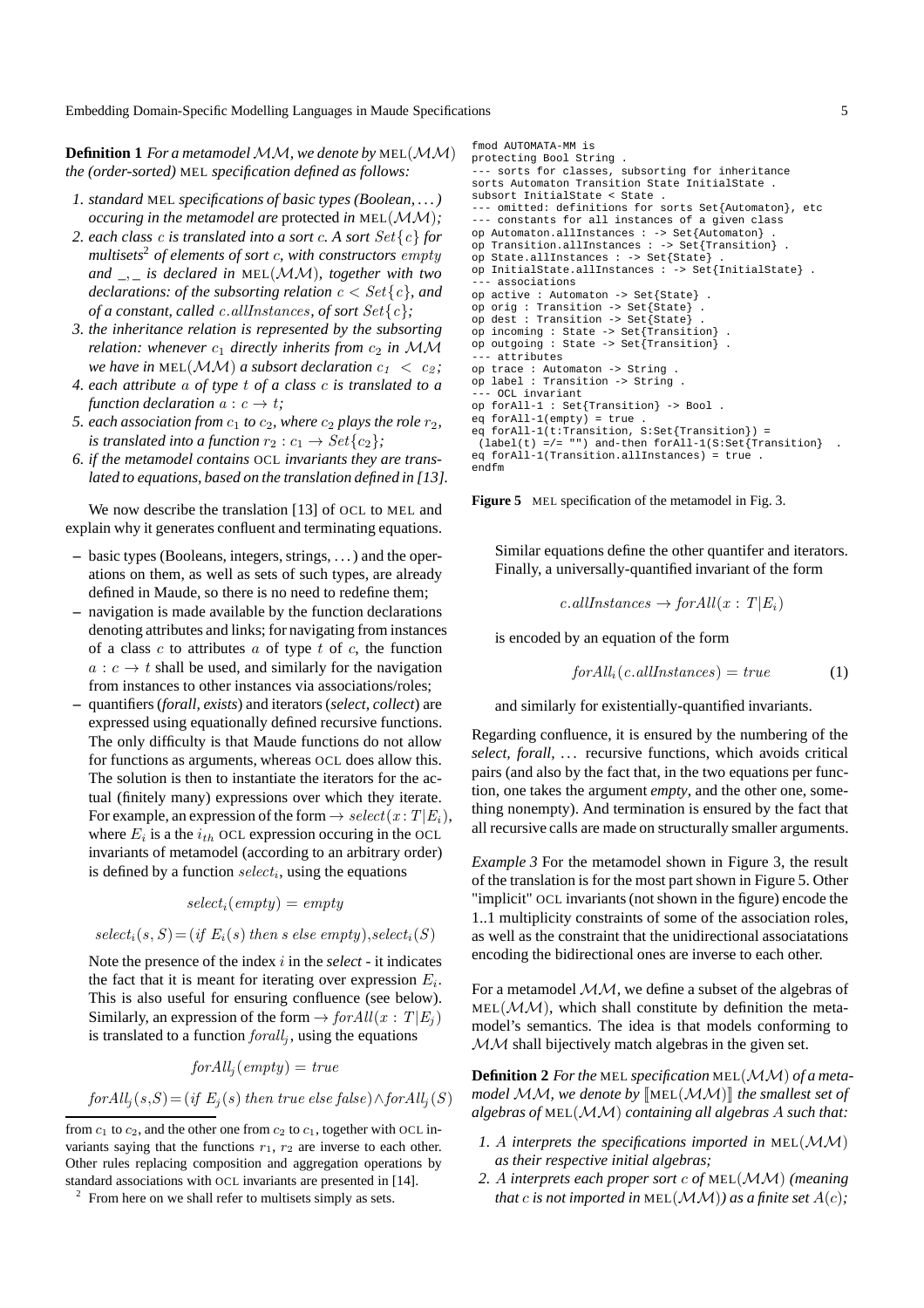**Definition 1** *For a metamodel $\mathcal{MM}$, we denote by* MEL$(\mathcal{MM})$ *the (order-sorted)* MEL *specification defined as follows:*

1. *standard* MEL *specifications of basic types (Boolean, ...) occuring in the metamodel are* protected *in* MEL$(\mathcal{MM})$*;*
2. *each class $c$ is translated into a sort $c$. A sort $Set\{c\}$ for multisets*[2] *of elements of sort $c$, with constructors $empty$ and $\_,\_$ is declared in* MEL$(\mathcal{MM})$*, together with two declarations: of the subsorting relation $c < Set\{c\}$, and of a constant, called $c.allInstances$, of sort $Set\{c\}$;*
3. *the inheritance relation is represented by the subsorting relation: whenever $c_1$ directly inherits from $c_2$ in $\mathcal{MM}$ we have in* MEL$(\mathcal{MM})$ *a subsort declaration $c_1 < c_2$;*
4. *each attribute $a$ of type $t$ of a class $c$ is translated to a function declaration $a : c \to t$;*
5. *each association from $c_1$ to $c_2$, where $c_2$ plays the role $r_2$, is translated into a function $r_2 : c_1 \to Set\{c_2\}$;*
6. *if the metamodel contains* OCL *invariants they are translated to equations, based on the translation defined in [13].*

We now describe the translation [13] of OCL to MEL and explain why it generates confluent and terminating equations.

- basic types (Booleans, integers, strings, ...) and the operations on them, as well as sets of such types, are already defined in Maude, so there is no need to redefine them;
- navigation is made available by the function declarations denoting attributes and links; for navigating from instances of a class $c$ to attributes $a$ of type $t$ of $c$, the function $a : c \to t$ shall be used, and similarly for the navigation from instances to other instances via associations/roles;
- quantifiers (*forall, exists*) and iterators (*select, collect*) are expressed using equationally defined recursive functions. The only difficulty is that Maude functions do not allow for functions as arguments, whereas OCL does allow this. The solution is then to instantiate the iterators for the actual (finitely many) expressions over which they iterate. For example, an expression of the form $\to select(x : T|E_i)$, where $E_i$ is a the $i_{th}$ OCL expression occuring in the OCL invariants of metamodel (according to an arbitrary order) is defined by a function $select_i$, using the equations

  $$select_i(empty) = empty$$

  $$select_i(s, S) = (if\ E_i(s)\ then\ s\ else\ empty), select_i(S)$$

  Note the presence of the index $i$ in the *select* - it indicates the fact that it is meant for iterating over expression $E_i$. This is also useful for ensuring confluence (see below). Similarly, an expression of the form $\to forAll(x : T|E_j)$ is translated to a function $forall_j$, using the equations

  $$forAll_j(empty) = true$$

  $$forAll_j(s, S) = (if\ E_j(s)\ then\ true\ else\ false) \wedge forAll_j(S)$$

  Similar equations define the other quantifer and iterators. Finally, a universally-quantified invariant of the form

  $$c.allInstances \to forAll(x : T|E_i)$$

  is encoded by an equation of the form

  $$forAll_i(c.allInstances) = true \qquad (1)$$

  and similarly for existentially-quantified invariants.

Regarding confluence, it is ensured by the numbering of the *select*, *forall*, ... recursive functions, which avoids critical pairs (and also by the fact that, in the two equations per function, one takes the argument *empty*, and the other one, something nonempty). And termination is ensured by the fact that all recursive calls are made on structurally smaller arguments.

```
fmod AUTOMATA-MM is
protecting Bool String .
--- sorts for classes, subsorting for inheritance
sorts Automaton Transition State InitialState .
subsort InitialState < State .
--- omitted: definitions for sorts Set{Automaton}, etc
--- constants for all instances of a given class
op Automaton.allInstances : -> Set{Automaton} .
op Transition.allInstances : -> Set{Transition} .
op State.allInstances : -> Set{State} .
op InitialState.allInstances : -> Set{InitialState} .
--- associations
op active : Automaton -> Set{State} .
op orig : Transition -> Set{State} .
op dest : Transition -> Set{State} .
op incoming : State -> Set{Transition} .
op outgoing : State -> Set{Transition} .
--- attributes
op trace : Automaton -> String .
op label : Transition -> String .
--- OCL invariant
op forAll-1 : Set{Transition} -> Bool .
eq forAll-1(empty) = true .
eq forAll-1(t:Transition, S:Set{Transition}) =
 (label(t) =/= "") and-then forAll-1(S:Set{Transition}  .
eq forAll-1(Transition.allInstances) = true .
endfm
```

**Figure 5** MEL specification of the metamodel in Fig. 3.

*Example 3* For the metamodel shown in Figure 3, the result of the translation is for the most part shown in Figure 5. Other "implicit" OCL invariants (not shown in the figure) encode the 1..1 multiplicity constraints of some of the association roles, as well as the constraint that the unidirectional associatations encoding the bidirectional ones are inverse to each other.

For a metamodel $\mathcal{MM}$, we define a subset of the algebras of MEL$(\mathcal{MM})$, which shall constitute by definition the metamodel's semantics. The idea is that models conforming to $\mathcal{MM}$ shall bijectively match algebras in the given set.

**Definition 2** *For the* MEL *specification* MEL$(\mathcal{MM})$ *of a metamodel $\mathcal{MM}$, we denote by $[\![$*MEL$(\mathcal{MM})$*$]\!]$ the smallest set of algebras of* MEL$(\mathcal{MM})$ *containing all algebras $A$ such that:*

1. *$A$ interprets the specifications imported in* MEL$(\mathcal{MM})$ *as their respective initial algebras;*
2. *$A$ interprets each proper sort $c$ of* MEL$(\mathcal{MM})$ *(meaning that $c$ is not imported in* MEL$(\mathcal{MM})$*) as a finite set $A(c)$;*

from $c_1$ to $c_2$, and the other one from $c_2$ to $c_1$, together with OCL invariants saying that the functions $r_1$, $r_2$ are inverse to each other. Other rules replacing composition and aggregation operations by standard associations with OCL invariants are presented in [14].

[2] From here on we shall refer to multisets simply as sets.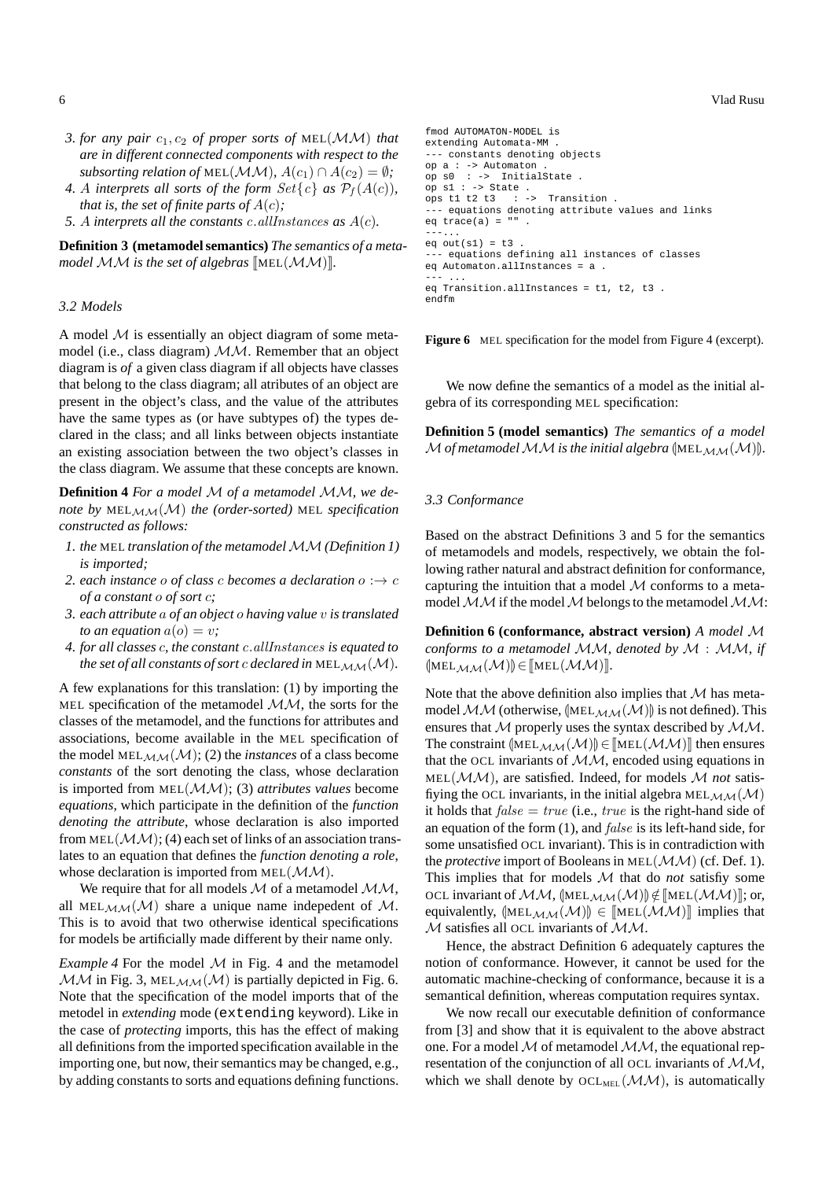3. *for any pair $c_1, c_2$ of proper sorts of* MEL($\mathcal{MM}$) *that are in different connected components with respect to the subsorting relation of* MEL($\mathcal{MM}$), $A(c_1) \cap A(c_2) = \emptyset$*;*
4. $A$ *interprets all sorts of the form* $Set\{c\}$ *as* $\mathcal{P}_f(A(c))$*, that is, the set of finite parts of* $A(c)$*;*
5. $A$ *interprets all the constants* $c.allInstances$ *as* $A(c)$*.*

**Definition 3 (metamodel semantics)** *The semantics of a metamodel $\mathcal{MM}$ is the set of algebras* $[\![\text{MEL}(\mathcal{MM})]\!]$*.*

### 3.2 Models

A model $\mathcal{M}$ is essentially an object diagram of some metamodel (i.e., class diagram) $\mathcal{MM}$. Remember that an object diagram is *of* a given class diagram if all objects have classes that belong to the class diagram; all atributes of an object are present in the object's class, and the value of the attributes have the same types as (or have subtypes of) the types declared in the class; and all links between objects instantiate an existing association between the two object's classes in the class diagram. We assume that these concepts are known.

**Definition 4** *For a model $\mathcal{M}$ of a metamodel $\mathcal{MM}$, we denote by* $\text{MEL}_{\mathcal{MM}}(\mathcal{M})$ *the (order-sorted)* MEL *specification constructed as follows:*

1. *the* MEL *translation of the metamodel $\mathcal{MM}$ (Definition 1) is imported;*
2. *each instance $o$ of class $c$ becomes a declaration $o :\rightarrow c$ of a constant $o$ of sort $c$;*
3. *each attribute $a$ of an object $o$ having value $v$ is translated to an equation $a(o) = v$;*
4. *for all classes $c$, the constant $c.allInstances$ is equated to the set of all constants of sort $c$ declared in* $\text{MEL}_{\mathcal{MM}}(\mathcal{M})$*.*

A few explanations for this translation: (1) by importing the MEL specification of the metamodel $\mathcal{MM}$, the sorts for the classes of the metamodel, and the functions for attributes and associations, become available in the MEL specification of the model $\text{MEL}_{\mathcal{MM}}(\mathcal{M})$; (2) the *instances* of a class become *constants* of the sort denoting the class, whose declaration is imported from MEL($\mathcal{MM}$); (3) *attributes values* become *equations*, which participate in the definition of the *function denoting the attribute*, whose declaration is also imported from MEL($\mathcal{MM}$); (4) each set of links of an association translates to an equation that defines the *function denoting a role*, whose declaration is imported from MEL($\mathcal{MM}$).

We require that for all models $\mathcal{M}$ of a metamodel $\mathcal{MM}$, all $\text{MEL}_{\mathcal{MM}}(\mathcal{M})$ share a unique name indepedent of $\mathcal{M}$. This is to avoid that two otherwise identical specifications for models be artificially made different by their name only.

*Example 4* For the model $\mathcal{M}$ in Fig. 4 and the metamodel $\mathcal{MM}$ in Fig. 3, $\text{MEL}_{\mathcal{MM}}(\mathcal{M})$ is partially depicted in Fig. 6. Note that the specification of the model imports that of the metodel in *extending* mode (`extending` keyword). Like in the case of *protecting* imports, this has the effect of making all definitions from the imported specification available in the importing one, but now, their semantics may be changed, e.g., by adding constants to sorts and equations defining functions.

```
fmod AUTOMATON-MODEL is
extending Automata-MM .
--- constants denoting objects
op a : -> Automaton .
op s0  : ->  InitialState .
op s1 : -> State .
ops t1 t2 t3   : ->  Transition .
--- equations denoting attribute values and links
eq trace(a) = "" .
---...
eq out(s1) = t3 .
--- equations defining all instances of classes
eq Automaton.allInstances = a .
--- ...
eq Transition.allInstances = t1, t2, t3 .
endfm
```

**Figure 6** MEL specification for the model from Figure 4 (excerpt).

We now define the semantics of a model as the initial algebra of its corresponding MEL specification:

**Definition 5 (model semantics)** *The semantics of a model $\mathcal{M}$ of metamodel $\mathcal{MM}$ is the initial algebra* $(\!|\text{MEL}_{\mathcal{MM}}(\mathcal{M})|\!)$*.*

### 3.3 Conformance

Based on the abstract Definitions 3 and 5 for the semantics of metamodels and models, respectively, we obtain the following rather natural and abstract definition for conformance, capturing the intuition that a model $\mathcal{M}$ conforms to a metamodel $\mathcal{MM}$ if the model $\mathcal{M}$ belongs to the metamodel $\mathcal{MM}$:

**Definition 6 (conformance, abstract version)** *A model $\mathcal{M}$ conforms to a metamodel $\mathcal{MM}$, denoted by $\mathcal{M} : \mathcal{MM}$, if* $(\!|\text{MEL}_{\mathcal{MM}}(\mathcal{M})|\!) \in [\![\text{MEL}(\mathcal{MM})]\!]$*.*

Note that the above definition also implies that $\mathcal{M}$ has metamodel $\mathcal{MM}$ (otherwise, $(\!|\text{MEL}_{\mathcal{MM}}(\mathcal{M})|\!)$ is not defined). This ensures that $\mathcal{M}$ properly uses the syntax described by $\mathcal{MM}$. The constraint $(\!|\text{MEL}_{\mathcal{MM}}(\mathcal{M})|\!) \in [\![\text{MEL}(\mathcal{MM})]\!]$ then ensures that the OCL invariants of $\mathcal{MM}$, encoded using equations in MEL($\mathcal{MM}$), are satisfied. Indeed, for models $\mathcal{M}$ *not* satisfiying the OCL invariants, in the initial algebra $\text{MEL}_{\mathcal{MM}}(\mathcal{M})$ it holds that $false = true$ (i.e., $true$ is the right-hand side of an equation of the form (1), and $false$ is its left-hand side, for some unsatisfied OCL invariant). This is in contradiction with the *protective* import of Booleans in MEL($\mathcal{MM}$) (cf. Def. 1). This implies that for models $\mathcal{M}$ that do *not* satisfiy some OCL invariant of $\mathcal{MM}$, $(\!|\text{MEL}_{\mathcal{MM}}(\mathcal{M})|\!) \notin [\![\text{MEL}(\mathcal{MM})]\!]$; or, equivalently, $(\!|\text{MEL}_{\mathcal{MM}}(\mathcal{M})|\!) \in [\![\text{MEL}(\mathcal{MM})]\!]$ implies that $\mathcal{M}$ satisfies all OCL invariants of $\mathcal{MM}$.

Hence, the abstract Definition 6 adequately captures the notion of conformance. However, it cannot be used for the automatic machine-checking of conformance, because it is a semantical definition, whereas computation requires syntax.

We now recall our executable definition of conformance from [3] and show that it is equivalent to the above abstract one. For a model $\mathcal{M}$ of metamodel $\mathcal{MM}$, the equational representation of the conjunction of all OCL invariants of $\mathcal{MM}$, which we shall denote by $\text{OCL}_{\text{MEL}}(\mathcal{MM})$, is automatically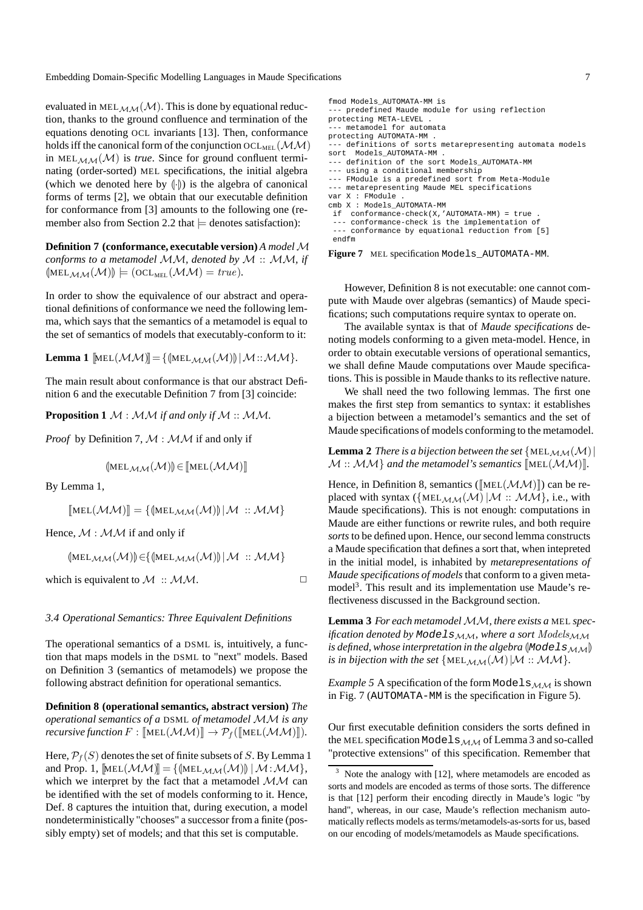evaluated in $\text{MEL}_{\mathcal{MM}}(\mathcal{M})$. This is done by equational reduction, thanks to the ground confluence and termination of the equations denoting OCL invariants [13]. Then, conformance holds iff the canonical form of the conjunction $\text{OCL}_{\text{MEL}}(\mathcal{MM})$ in $\text{MEL}_{\mathcal{MM}}(\mathcal{M})$ is *true*. Since for ground confluent terminating (order-sorted) MEL specifications, the initial algebra (which we denoted here by $(\!|\cdot|\!)$) is the algebra of canonical forms of terms [2], we obtain that our executable definition for conformance from [3] amounts to the following one (remember also from Section 2.2 that $\models$ denotes satisfaction):

**Definition 7 (conformance, executable version)** *A model $\mathcal{M}$ conforms to a metamodel $\mathcal{MM}$, denoted by $\mathcal{M} :: \mathcal{MM}$, if $(\!|\text{MEL}_{\mathcal{MM}}(\mathcal{M})|\!) \models (\text{OCL}_{\text{MEL}}(\mathcal{MM}) = true)$.*

In order to show the equivalence of our abstract and operational definitions of conformance we need the following lemma, which says that the semantics of a metamodel is equal to the set of semantics of models that executably-conform to it:

**Lemma 1** $[\![\text{MEL}(\mathcal{MM})]\!] = \{(\!|\text{MEL}_{\mathcal{MM}}(\mathcal{M})|\!) \,|\, \mathcal{M} :: \mathcal{MM}\}$.

The main result about conformance is that our abstract Definition 6 and the executable Definition 7 from [3] coincide:

**Proposition 1** *$\mathcal{M} : \mathcal{MM}$ if and only if $\mathcal{M} :: \mathcal{MM}$.*

*Proof* by Definition 7, $\mathcal{M} : \mathcal{MM}$ if and only if

$$(\!|\text{MEL}_{\mathcal{MM}}(\mathcal{M})|\!) \in [\![\text{MEL}(\mathcal{MM})]\!]$$

By Lemma 1,

$$[\![\text{MEL}(\mathcal{MM})]\!] = \{(\!|\text{MEL}_{\mathcal{MM}}(\mathcal{M})|\!) \,|\, \mathcal{M} :: \mathcal{MM}\}$$

Hence, $\mathcal{M} : \mathcal{MM}$ if and only if

$$(\!|\text{MEL}_{\mathcal{MM}}(\mathcal{M})|\!) \in \{(\!|\text{MEL}_{\mathcal{MM}}(\mathcal{M})|\!) \,|\, \mathcal{M} :: \mathcal{MM}\}$$

which is equivalent to $\mathcal{M} :: \mathcal{MM}$. □

### 3.4 Operational Semantics: Three Equivalent Definitions

The operational semantics of a DSML is, intuitively, a function that maps models in the DSML to "next" models. Based on Definition 3 (semantics of metamodels) we propose the following abstract definition for operational semantics.

**Definition 8 (operational semantics, abstract version)** *The operational semantics of a DSML of metamodel $\mathcal{MM}$ is any recursive function $F : [\![\text{MEL}(\mathcal{MM})]\!] \rightarrow \mathcal{P}_f([\![\text{MEL}(\mathcal{MM})]\!])$.*

Here, $\mathcal{P}_f(S)$ denotes the set of finite subsets of $S$. By Lemma 1 and Prop. 1, $[\![\text{MEL}(\mathcal{MM})]\!] = \{(\!|\text{MEL}_{\mathcal{MM}}(\mathcal{M})|\!) \,|\, \mathcal{M} : \mathcal{MM}\}$, which we interpret by the fact that a metamodel $\mathcal{MM}$ can be identified with the set of models conforming to it. Hence, Def. 8 captures the intuition that, during execution, a model nondeterministically "chooses" a successor from a finite (possibly empty) set of models; and that this set is computable.

```
fmod Models_AUTOMATA-MM is
--- predefined Maude module for using reflection
protecting META-LEVEL .
--- metamodel for automata
protecting AUTOMATA-MM .
--- definitions of sorts metarepresenting automata models
sort  Models_AUTOMATA-MM .
--- definition of the sort Models_AUTOMATA-MM
--- using a conditional membership
--- FModule is a predefined sort from Meta-Module
--- metarepresenting Maude MEL specifications
var X : FModule .
cmb X : Models_AUTOMATA-MM
 if  conformance-check(X,'AUTOMATA-MM) = true .
 --- conformance-check is the implementation of
 --- conformance by equational reduction from [5]
 endfm
```

**Figure 7** MEL specification `Models_AUTOMATA-MM`.

However, Definition 8 is not executable: one cannot compute with Maude over algebras (semantics) of Maude specifications; such computations require syntax to operate on.

The available syntax is that of *Maude specifications* denoting models conforming to a given meta-model. Hence, in order to obtain executable versions of operational semantics, we shall define Maude computations over Maude specifications. This is possible in Maude thanks to its reflective nature.

We shall need the two following lemmas. The first one makes the first step from semantics to syntax: it establishes a bijection between a metamodel's semantics and the set of Maude specifications of models conforming to the metamodel.

**Lemma 2** *There is a bijection between the set $\{\text{MEL}_{\mathcal{MM}}(\mathcal{M}) \,|\, \mathcal{M} :: \mathcal{MM}\}$ and the metamodel's semantics $[\![\text{MEL}(\mathcal{MM})]\!]$.*

Hence, in Definition 8, semantics ($[\![\text{MEL}(\mathcal{MM})]\!]$) can be replaced with syntax ($\{\text{MEL}_{\mathcal{MM}}(\mathcal{M}) \,|\, \mathcal{M} :: \mathcal{MM}\}$, i.e., with Maude specifications). This is not enough: computations in Maude are either functions or rewrite rules, and both require *sorts* to be defined upon. Hence, our second lemma constructs a Maude specification that defines a sort that, when intepreted in the initial model, is inhabited by *metarepresentations of Maude specifications of models* that conform to a given metamodel[3]. This result and its implementation use Maude's reflectiveness discussed in the Background section.

**Lemma 3** *For each metamodel $\mathcal{MM}$, there exists a MEL specification denoted by $\texttt{Models}_{\mathcal{MM}}$, where a sort $Models_{\mathcal{MM}}$ is defined, whose interpretation in the algebra $(\!|\texttt{Models}_{\mathcal{MM}}|\!)$ is in bijection with the set $\{\text{MEL}_{\mathcal{MM}}(\mathcal{M}) | \mathcal{M} :: \mathcal{MM}\}$.*

*Example 5* A specification of the form $\texttt{Models}_{\mathcal{MM}}$ is shown in Fig. 7 (`AUTOMATA-MM` is the specification in Figure 5).

Our first executable definition considers the sorts defined in the MEL specification $\texttt{Models}_{\mathcal{MM}}$ of Lemma 3 and so-called "protective extensions" of this specification. Remember that

[3] Note the analogy with [12], where metamodels are encoded as sorts and models are encoded as terms of those sorts. The difference is that [12] perform their encoding directly in Maude's logic "by hand", whereas, in our case, Maude's reflection mechanism automatically reflects models as terms/metamodels-as-sorts for us, based on our encoding of models/metamodels as Maude specifications.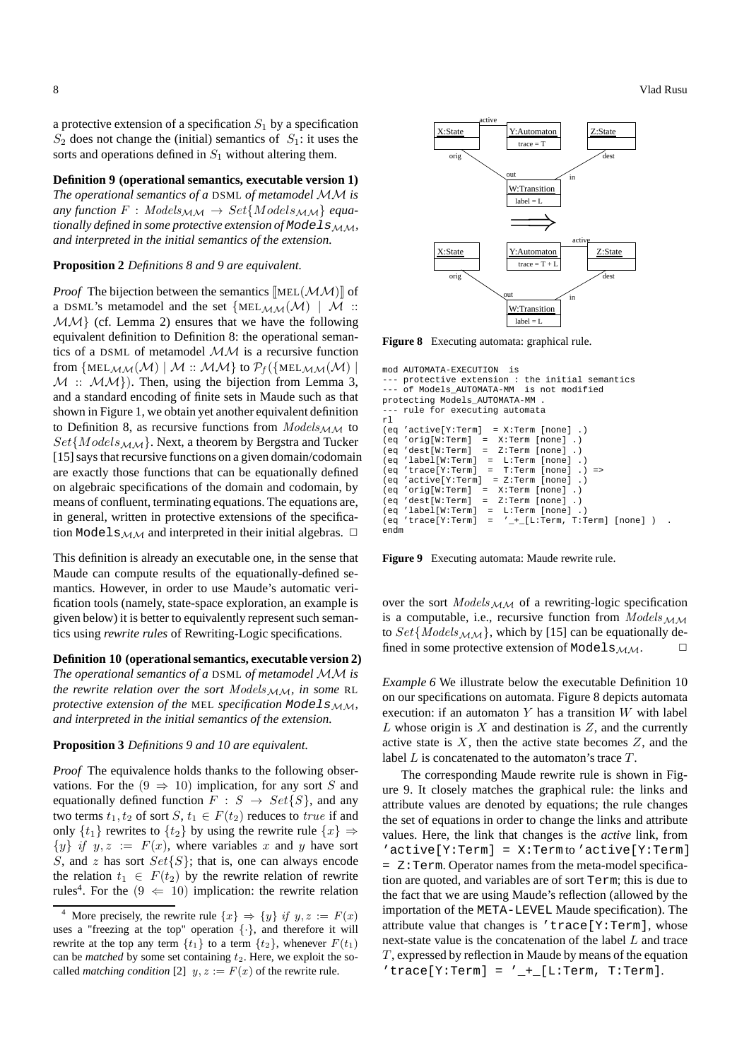a protective extension of a specification $S_1$ by a specification $S_2$ does not change the (initial) semantics of $S_1$: it uses the sorts and operations defined in $S_1$ without altering them.

**Definition 9 (operational semantics, executable version 1)** *The operational semantics of a* DSML *of metamodel $\mathcal{MM}$ is any function $F : Models_{\mathcal{MM}} \rightarrow Set\{Models_{\mathcal{MM}}\}$ equationally defined in some protective extension of* `Models`$_{\mathcal{MM}}$*, and interpreted in the initial semantics of the extension.*

**Proposition 2** *Definitions 8 and 9 are equivalent.*

*Proof* The bijection between the semantics $[\![\text{MEL}(\mathcal{MM})]\!]$ of a DSML's metamodel and the set $\{\text{MEL}_{\mathcal{MM}}(\mathcal{M}) \mid \mathcal{M} :: \mathcal{MM}\}$ (cf. Lemma 2) ensures that we have the following equivalent definition to Definition 8: the operational semantics of a DSML of metamodel $\mathcal{MM}$ is a recursive function from $\{\text{MEL}_{\mathcal{MM}}(\mathcal{M}) \mid \mathcal{M} :: \mathcal{MM}\}$ to $\mathcal{P}_f(\{\text{MEL}_{\mathcal{MM}}(\mathcal{M}) \mid \mathcal{M} :: \mathcal{MM}\})$. Then, using the bijection from Lemma 3, and a standard encoding of finite sets in Maude such as that shown in Figure 1, we obtain yet another equivalent definition to Definition 8, as recursive functions from $Models_{\mathcal{MM}}$ to $Set\{Models_{\mathcal{MM}}\}$. Next, a theorem by Bergstra and Tucker [15] says that recursive functions on a given domain/codomain are exactly those functions that can be equationally defined on algebraic specifications of the domain and codomain, by means of confluent, terminating equations. The equations are, in general, written in protective extensions of the specification `Models`$_{\mathcal{MM}}$ and interpreted in their initial algebras. □

This definition is already an executable one, in the sense that Maude can compute results of the equationally-defined semantics. However, in order to use Maude's automatic verification tools (namely, state-space exploration, an example is given below) it is better to equivalently represent such semantics using *rewrite rules* of Rewriting-Logic specifications.

**Definition 10 (operational semantics, executable version 2)** *The operational semantics of a* DSML *of metamodel $\mathcal{MM}$ is the rewrite relation over the sort $Models_{\mathcal{MM}}$, in some* RL *protective extension of the* MEL *specification* `Models`$_{\mathcal{MM}}$*, and interpreted in the initial semantics of the extension.*

**Proposition 3** *Definitions 9 and 10 are equivalent.*

*Proof* The equivalence holds thanks to the following observations. For the $(9 \Rightarrow 10)$ implication, for any sort $S$ and equationally defined function $F : S \rightarrow Set\{S\}$, and any two terms $t_1, t_2$ of sort $S$, $t_1 \in F(t_2)$ reduces to $true$ if and only $\{t_1\}$ rewrites to $\{t_2\}$ by using the rewrite rule $\{x\} \Rightarrow \{y\}$ $if$ $y, z := F(x)$, where variables $x$ and $y$ have sort $S$, and $z$ has sort $Set\{S\}$; that is, one can always encode the relation $t_1 \in F(t_2)$ by the rewrite relation of rewrite rules[4]. For the $(9 \Leftarrow 10)$ implication: the rewrite relation over the sort $Models_{\mathcal{MM}}$ of a rewriting-logic specification is a computable, i.e., recursive function from $Models_{\mathcal{MM}}$ to $Set\{Models_{\mathcal{MM}}\}$, which by [15] can be equationally defined in some protective extension of `Models`$_{\mathcal{MM}}$. □

[4] More precisely, the rewrite rule $\{x\} \Rightarrow \{y\}$ $if$ $y, z := F(x)$ uses a "freezing at the top" operation $\{\cdot\}$, and therefore it will rewrite at the top any term $\{t_1\}$ to a term $\{t_2\}$, whenever $F(t_1)$ can be *matched* by some set containing $t_2$. Here, we exploit the so-called *matching condition* [2] $y, z := F(x)$ of the rewrite rule.

**Figure 8** Executing automata: graphical rule.

```
mod AUTOMATA-EXECUTION  is
--- protective extension : the initial semantics
--- of Models_AUTOMATA-MM  is not modified
protecting Models_AUTOMATA-MM .
--- rule for executing automata
rl
(eq 'active[Y:Term]  = X:Term [none] .)
(eq 'orig[W:Term]  =  X:Term [none] .)
(eq 'dest[W:Term]  =  Z:Term [none] .)
(eq 'label[W:Term]  =  L:Term [none] .)
(eq 'trace[Y:Term]  =  T:Term [none] .) =>
(eq 'active[Y:Term]  = Z:Term [none] .)
(eq 'orig[W:Term]  =  X:Term [none] .)
(eq 'dest[W:Term]  =  Z:Term [none] .)
(eq 'label[W:Term]  =  L:Term [none] .)
(eq 'trace[Y:Term]  =  '_+_[L:Term, T:Term] [none] )  .
endm
```

**Figure 9** Executing automata: Maude rewrite rule.

*Example 6* We illustrate below the executable Definition 10 on our specifications on automata. Figure 8 depicts automata execution: if an automaton $Y$ has a transition $W$ with label $L$ whose origin is $X$ and destination is $Z$, and the currently active state is $X$, then the active state becomes $Z$, and the label $L$ is concatenated to the automaton's trace $T$.

The corresponding Maude rewrite rule is shown in Figure 9. It closely matches the graphical rule: the links and attribute values are denoted by equations; the rule changes the set of equations in order to change the links and attribute values. Here, the link that changes is the *active* link, from `'active[Y:Term] = X:Term` to `'active[Y:Term] = Z:Term`. Operator names from the meta-model specification are quoted, and variables are of sort `Term`; this is due to the fact that we are using Maude's reflection (allowed by the importation of the `META-LEVEL` Maude specification). The attribute value that changes is `'trace[Y:Term]`, whose next-state value is the concatenation of the label $L$ and trace $T$, expressed by reflection in Maude by means of the equation `'trace[Y:Term] = '_+_[L:Term, T:Term]`.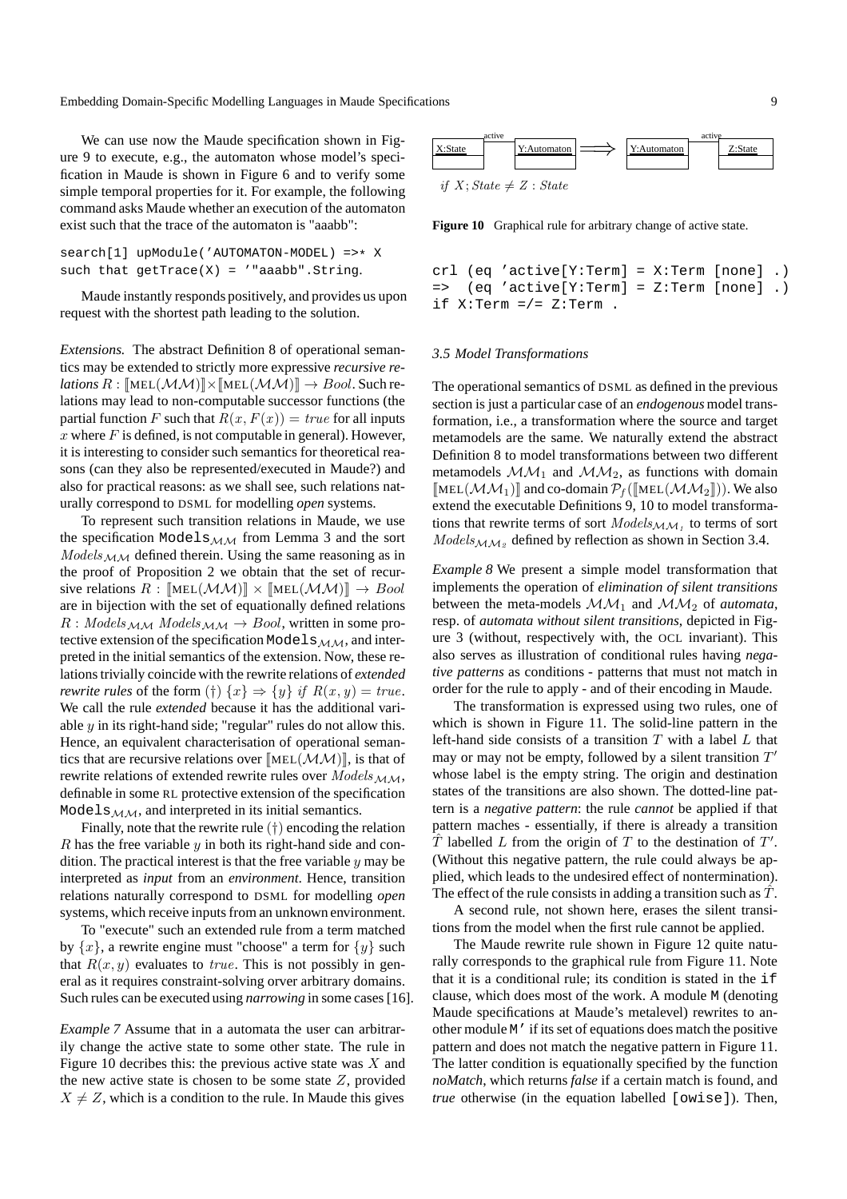We can use now the Maude specification shown in Figure 9 to execute, e.g., the automaton whose model's specification in Maude is shown in Figure 6 and to verify some simple temporal properties for it. For example, the following command asks Maude whether an execution of the automaton exist such that the trace of the automaton is "aaabb":

```
search[1] upModule('AUTOMATON-MODEL) =>* X
such that getTrace(X) = '"aaabb".String.
```

Maude instantly responds positively, and provides us upon request with the shortest path leading to the solution.

*Extensions.* The abstract Definition 8 of operational semantics may be extended to strictly more expressive *recursive relations* $R : [\![\mathrm{MEL}(\mathcal{MM})]\!] \times [\![\mathrm{MEL}(\mathcal{MM})]\!] \to Bool$. Such relations may lead to non-computable successor functions (the partial function $F$ such that $R(x, F(x)) = true$ for all inputs $x$ where $F$ is defined, is not computable in general). However, it is interesting to consider such semantics for theoretical reasons (can they also be represented/executed in Maude?) and also for practical reasons: as we shall see, such relations naturally correspond to DSML for modelling *open* systems.

To represent such transition relations in Maude, we use the specification $\texttt{Models}_{\mathcal{MM}}$ from Lemma 3 and the sort $Models_{\mathcal{MM}}$ defined therein. Using the same reasoning as in the proof of Proposition 2 we obtain that the set of recursive relations $R : [\![\mathrm{MEL}(\mathcal{MM})]\!] \times [\![\mathrm{MEL}(\mathcal{MM})]\!] \to Bool$ are in bijection with the set of equationally defined relations $R : Models_{\mathcal{MM}}\ Models_{\mathcal{MM}} \to Bool$, written in some protective extension of the specification $\texttt{Models}_{\mathcal{MM}}$, and interpreted in the initial semantics of the extension. Now, these relations trivially coincide with the rewrite relations of *extended rewrite rules* of the form $(\dagger)\ \{x\} \Rightarrow \{y\}\ if\ R(x, y) = true$. We call the rule *extended* because it has the additional variable $y$ in its right-hand side; "regular" rules do not allow this. Hence, an equivalent characterisation of operational semantics that are recursive relations over $[\![\mathrm{MEL}(\mathcal{MM})]\!]$, is that of rewrite relations of extended rewrite rules over $Models_{\mathcal{MM}}$, definable in some RL protective extension of the specification $\texttt{Models}_{\mathcal{MM}}$, and interpreted in its initial semantics.

Finally, note that the rewrite rule $(\dagger)$ encoding the relation $R$ has the free variable $y$ in both its right-hand side and condition. The practical interest is that the free variable $y$ may be interpreted as *input* from an *environment*. Hence, transition relations naturally correspond to DSML for modelling *open* systems, which receive inputs from an unknown environment.

To "execute" such an extended rule from a term matched by $\{x\}$, a rewrite engine must "choose" a term for $\{y\}$ such that $R(x, y)$ evaluates to $true$. This is not possibly in general as it requires constraint-solving orver arbitrary domains. Such rules can be executed using *narrowing* in some cases [16].

*Example 7* Assume that in a automata the user can arbitrarily change the active state to some other state. The rule in Figure 10 decribes this: the previous active state was $X$ and the new active state is chosen to be some state $Z$, provided $X \neq Z$, which is a condition to the rule. In Maude this gives

if $X; State \neq Z : State$

**Figure 10** Graphical rule for arbitrary change of active state.

```
crl (eq 'active[Y:Term] = X:Term [none] .)
=>  (eq 'active[Y:Term] = Z:Term [none] .)
if X:Term =/= Z:Term .
```

### 3.5 Model Transformations

The operational semantics of DSML as defined in the previous section is just a particular case of an *endogenous* model transformation, i.e., a transformation where the source and target metamodels are the same. We naturally extend the abstract Definition 8 to model transformations between two different metamodels $\mathcal{MM}_1$ and $\mathcal{MM}_2$, as functions with domain $[\![\mathrm{MEL}(\mathcal{MM}_1)]\!]$ and co-domain $\mathcal{P}_f([\![\mathrm{MEL}(\mathcal{MM}_2)]\!])$. We also extend the executable Definitions 9, 10 to model transformations that rewrite terms of sort $Models_{\mathcal{MM}_1}$ to terms of sort $Models_{\mathcal{MM}_2}$ defined by reflection as shown in Section 3.4.

*Example 8* We present a simple model transformation that implements the operation of *elimination of silent transitions* between the meta-models $\mathcal{MM}_1$ and $\mathcal{MM}_2$ of *automata*, resp. of *automata without silent transitions*, depicted in Figure 3 (without, respectively with, the OCL invariant). This also serves as illustration of conditional rules having *negative patterns* as conditions - patterns that must not match in order for the rule to apply - and of their encoding in Maude.

The transformation is expressed using two rules, one of which is shown in Figure 11. The solid-line pattern in the left-hand side consists of a transition $T$ with a label $L$ that may or may not be empty, followed by a silent transition $T'$ whose label is the empty string. The origin and destination states of the transitions are also shown. The dotted-line pattern is a *negative pattern*: the rule *cannot* be applied if that pattern maches - essentially, if there is already a transition $\hat{T}$ labelled $L$ from the origin of $T$ to the destination of $T'$. (Without this negative pattern, the rule could always be applied, which leads to the undesired effect of nontermination). The effect of the rule consists in adding a transition such as $\hat{T}$.

A second rule, not shown here, erases the silent transitions from the model when the first rule cannot be applied.

The Maude rewrite rule shown in Figure 12 quite naturally corresponds to the graphical rule from Figure 11. Note that it is a conditional rule; its condition is stated in the `if` clause, which does most of the work. A module `M` (denoting Maude specifications at Maude's metalevel) rewrites to another module `M'` if its set of equations does match the positive pattern and does not match the negative pattern in Figure 11. The latter condition is equationally specified by the function *noMatch*, which returns *false* if a certain match is found, and *true* otherwise (in the equation labelled `[owise]`). Then,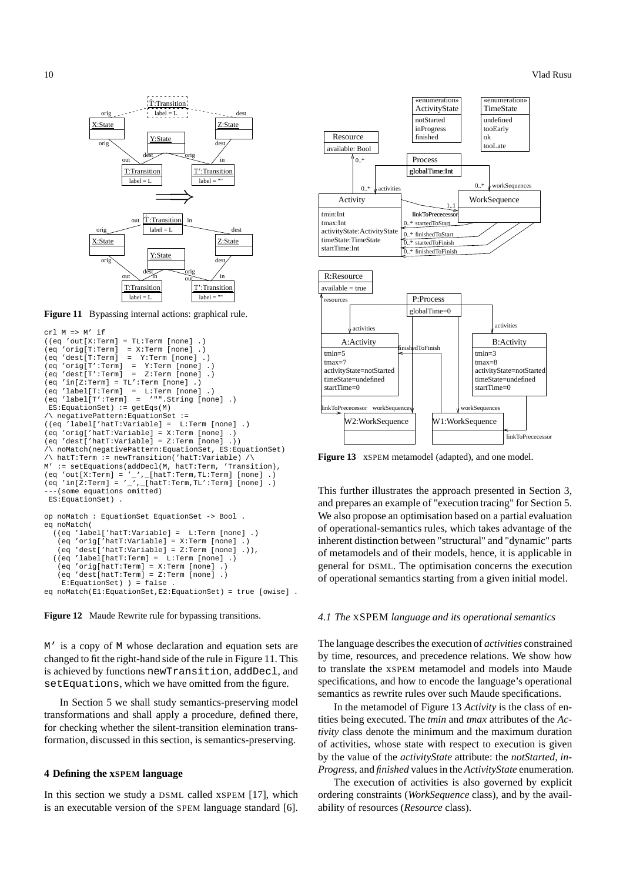**Figure 11** Bypassing internal actions: graphical rule.

```
crl M => M' if
((eq 'out[X:Term] = TL:Term [none] .)
(eq 'orig[T:Term]  = X:Term [none] .)
(eq 'dest[T:Term]  =  Y:Term [none] .)
(eq 'orig[T':Term]  =  Y:Term [none] .)
(eq 'dest[T':Term]  =  Z:Term [none] .)
(eq 'in[Z:Term] = TL':Term [none] .)
(eq 'label[T:Term]  =  L:Term [none] .)
(eq 'label[T':Term]  =  '"".String [none] .)
 ES:EquationSet) := getEqs(M)
/\ negativePattern:EquationSet :=
((eq 'label['hatT:Variable] =  L:Term [none] .)
(eq 'orig['hatT:Variable] = X:Term [none] .)
(eq 'dest['hatT:Variable] = Z:Term [none] .))
/\ noMatch(negativePattern:EquationSet, ES:EquationSet)
/\ hatT:Term := newTransition('hatT:Variable) /\
M' := setEquations(addDecl(M, hatT:Term, 'Transition),
(eq 'out[X:Term] = '_',_[hatT:Term,TL:Term] [none] .)
(eq 'in[Z:Term] = '_',_[hatT:Term,TL':Term] [none] .)
---(some equations omitted)
 ES:EquationSet) .

op noMatch : EquationSet EquationSet -> Bool .
eq noMatch(
  ((eq 'label['hatT:Variable] =  L:Term [none] .)
   (eq 'orig['hatT:Variable] = X:Term [none] .)
   (eq 'dest['hatT:Variable] = Z:Term [none] .)),
  ((eq 'label[hatT:Term] =  L:Term [none] .)
   (eq 'orig[hatT:Term] = X:Term [none] .)
   (eq 'dest[hatT:Term] = Z:Term [none] .)
    E:EquationSet) ) = false .
eq noMatch(E1:EquationSet,E2:EquationSet) = true [owise] .
```

**Figure 12** Maude Rewrite rule for bypassing transitions.

M' is a copy of M whose declaration and equation sets are changed to fit the right-hand side of the rule in Figure 11. This is achieved by functions newTransition, addDecl, and setEquations, which we have omitted from the figure.

In Section 5 we shall study semantics-preserving model transformations and shall apply a procedure, defined there, for checking whether the silent-transition elemination transformation, discussed in this section, is semantics-preserving.

## 4 Defining the XSPEM language

In this section we study a DSML called XSPEM [17], which is an executable version of the SPEM language standard [6].

**Figure 13** XSPEM metamodel (adapted), and one model.

This further illustrates the approach presented in Section 3, and prepares an example of "execution tracing" for Section 5. We also propose an optimisation based on a partial evaluation of operational-semantics rules, which takes advantage of the inherent distinction between "structural" and "dynamic" parts of metamodels and of their models, hence, it is applicable in general for DSML. The optimisation concerns the execution of operational semantics starting from a given initial model.

### 4.1 The XSPEM language and its operational semantics

The language describes the execution of *activities* constrained by time, resources, and precedence relations. We show how to translate the XSPEM metamodel and models into Maude specifications, and how to encode the language's operational semantics as rewrite rules over such Maude specifications.

In the metamodel of Figure 13 *Activity* is the class of entities being executed. The *tmin* and *tmax* attributes of the *Activity* class denote the minimum and the maximum duration of activities, whose state with respect to execution is given by the value of the *activityState* attribute: the *notStarted*, *inProgress*, and *finished* values in the *ActivityState* enumeration.

The execution of activities is also governed by explicit ordering constraints (*WorkSequence* class), and by the availability of resources (*Resource* class).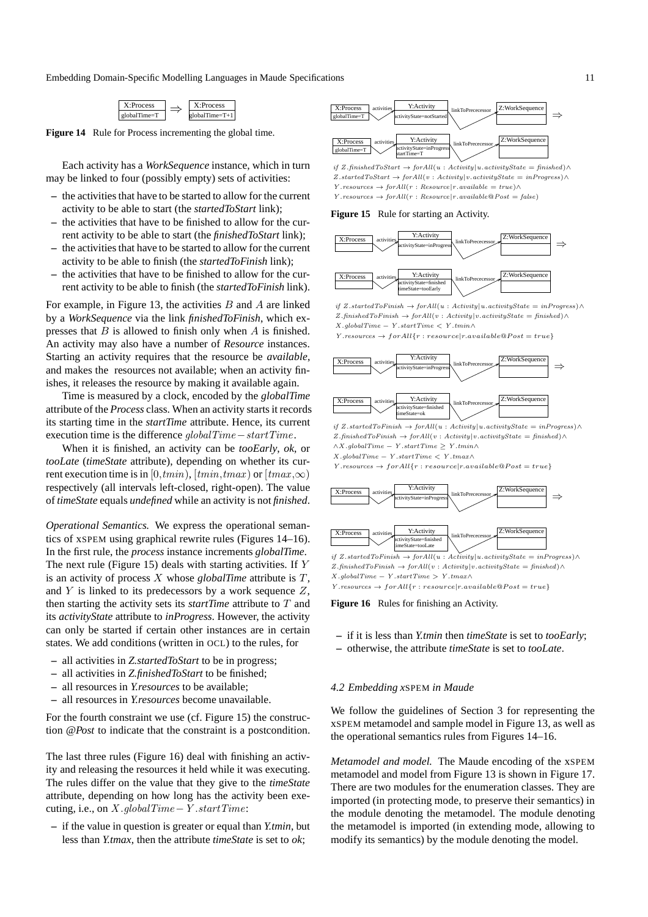X:Process globalTime=T ⇒ X:Process globalTime=T+1

**Figure 14** Rule for Process incrementing the global time.

Each activity has a *WorkSequence* instance, which in turn may be linked to four (possibly empty) sets of activities:

- the activities that have to be started to allow for the current activity to be able to start (the *startedToStart* link);
- the activities that have to be finished to allow for the current activity to be able to start (the *finishedToStart* link);
- the activities that have to be started to allow for the current activity to be able to finish (the *startedToFinish* link);
- the activities that have to be finished to allow for the current activity to be able to finish (the *startedToFinish* link).

For example, in Figure 13, the activities $B$ and $A$ are linked by a *WorkSequence* via the link *finishedToFinish*, which expresses that $B$ is allowed to finish only when $A$ is finished. An activity may also have a number of *Resource* instances. Starting an activity requires that the resource be *available*, and makes the resources not available; when an activity finishes, it releases the resource by making it available again.

Time is measured by a clock, encoded by the *globalTime* attribute of the *Process* class. When an activity starts it records its starting time in the *startTime* attribute. Hence, its current execution time is the difference $globalTime - startTime$.

When it is finished, an activity can be *tooEarly*, *ok*, or *tooLate* (*timeState* attribute), depending on whether its current execution time is in $[0,tmin)$, $[tmin,tmax)$ or $[tmax,\infty)$ respectively (all intervals left-closed, right-open). The value of *timeState* equals *undefined* while an activity is not *finished*.

*Operational Semantics.* We express the operational semantics of XSPEM using graphical rewrite rules (Figures 14–16). In the first rule, the *process* instance increments *globalTime*. The next rule (Figure 15) deals with starting activities. If $Y$ is an activity of process $X$ whose *globalTime* attribute is $T$, and $Y$ is linked to its predecessors by a work sequence $Z$, then starting the activity sets its *startTime* attribute to $T$ and its *activityState* attribute to *inProgress*. However, the activity can only be started if certain other instances are in certain states. We add conditions (written in OCL) to the rules, for

- all activities in *Z.startedToStart* to be in progress;
- all activities in *Z.finishedToStart* to be finished;
- all resources in *Y.resources* to be available;
- all resources in *Y.resources* become unavailable.

For the fourth constraint we use (cf. Figure 15) the construction *@Post* to indicate that the constraint is a postcondition.

The last three rules (Figure 16) deal with finishing an activity and releasing the resources it held while it was executing. The rules differ on the value that they give to the *timeState* attribute, depending on how long has the activity been executing, i.e., on $X.globalTime - Y.startTime$:

- if the value in question is greater or equal than *Y.tmin*, but less than *Y.tmax*, then the attribute *timeState* is set to *ok*;
- if it is less than *Y.tmin* then *timeState* is set to *tooEarly*;
- otherwise, the attribute *timeState* is set to *tooLate*.

X:Process (globalTime=T) —activities→ Y:Activity (activityState=notStarted) —linkToPrececessor→ Z:WorkSequence ⇒ X:Process (globalTime=T) —activities→ Y:Activity (activityState=inProgress, startTime=T) —linkToPrececessor→ Z:WorkSequence

$if\ Z.finishedToStart \rightarrow forAll(u : Activity | u.activityState = finished) \wedge$
$Z.startedToStart \rightarrow forAll(v : Activity | v.activityState = inProgress) \wedge$
$Y.resources \rightarrow forAll(r : Resource | r.available = true) \wedge$
$Y.resources \rightarrow forAll(r : Resource | r.available@Post = false)$

**Figure 15** Rule for starting an Activity.

X:Process —activities→ Y:Activity (activityState=inProgress) —linkToPrececessor→ Z:WorkSequence ⇒ X:Process —activities→ Y:Activity (activityState=finished, timeState=tooEarly) —linkToPrececessor→ Z:WorkSequence

$if\ Z.startedToFinish \rightarrow forAll(u : Activity | u.activityState = inProgress) \wedge$
$Z.finishedToFinish \rightarrow forAll(v : Activity | v.activityState = finished) \wedge$
$X.globalTime - Y.startTime < Y.tmin \wedge$
$Y.resources \rightarrow forAll\{r : resource | r.available@Post = true\}$

X:Process —activities→ Y:Activity (activityState=inProgress) —linkToPrececessor→ Z:WorkSequence ⇒ X:Process —activities→ Y:Activity (activityState=finished, timeState=ok) —linkToPrececessor→ Z:WorkSequence

$if\ Z.startedToFinish \rightarrow forAll(u : Activity | u.activityState = inProgress) \wedge$
$Z.finishedToFinish \rightarrow forAll(v : Activity | v.activityState = finished) \wedge$
$\wedge X.globalTime - Y.startTime \geq Y.tmin \wedge$
$X.globalTime - Y.startTime < Y.tmax \wedge$
$Y.resources \rightarrow forAll\{r : resource | r.available@Post = true\}$

X:Process —activities→ Y:Activity (activityState=inProgress) —linkToPrececessor→ Z:WorkSequence ⇒ X:Process —activities→ Y:Activity (activityState=finished, timeState=tooLate) —linkToPrececessor→ Z:WorkSequence

$if\ Z.startedToFinish \rightarrow forAll(u : Activity | u.activityState = inProgress) \wedge$
$Z.finishedToFinish \rightarrow forAll(v : Activity | v.activityState = finished) \wedge$
$X.globalTime - Y.startTime > Y.tmax \wedge$
$Y.resources \rightarrow forAll\{r : resource | r.available@Post = true\}$

**Figure 16** Rules for finishing an Activity.

### 4.2 Embedding XSPEM in Maude

We follow the guidelines of Section 3 for representing the XSPEM metamodel and sample model in Figure 13, as well as the operational semantics rules from Figures 14–16.

*Metamodel and model.* The Maude encoding of the XSPEM metamodel and model from Figure 13 is shown in Figure 17. There are two modules for the enumeration classes. They are imported (in protecting mode, to preserve their semantics) in the module denoting the metamodel. The module denoting the metamodel is imported (in extending mode, allowing to modify its semantics) by the module denoting the model.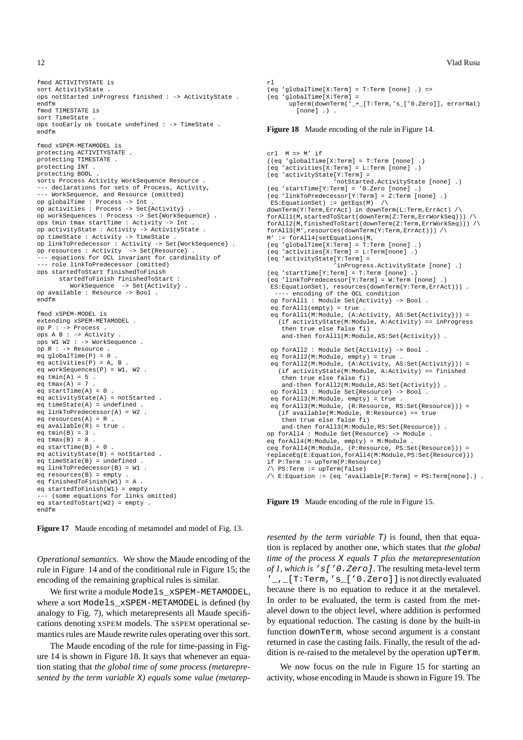```
fmod ACTIVITYSTATE is
sort ActivityState .
ops notStarted inProgress finished : -> ActivityState .
endfm
fmod TIMESTATE is
sort TimeState .
ops tooEarly ok tooLate undefined : -> TimeState .
endfm

fmod xSPEM-METAMODEL is
protecting ACTIVITYSTATE .
protecting TIMESTATE .
protecting INT .
protecting BOOL .
sorts Process Activity WorkSequence Resource .
--- declarations for sets of Process, Activity,
--- WorkSequence, and Resource (omitted)
op globalTime : Process -> Int .
op activities : Process -> Set{Activity} .
op workSequences : Process -> Set{WorkSequence} .
ops tmin tmax startTime : Activity -> Int .
op activityState : Activity -> ActivityState .
op timeState : Activity -> TimeState .
op linkToPredecessor : Activity -> Set{WorkSequence} .
op resources : Activity  -> Set{Resource} .
--- equations for OCL invariant for cardinality of
--- role linkToPredecessor (omitted)
ops startedToStart finishedToFinish
      startedToFinish finishedToStart :
         WorkSequence  -> Set{Activity} .
op available : Resource -> Bool .
endfm

fmod xSPEM-MODEL is
extending xSPEM-METAMODEL .
op P : -> Process .
ops A B : -> Activity .
ops W1 W2 : -> WorkSequence .
op R : -> Resource .
eq globalTime(P) = 0 .
eq activities(P) = A, B .
eq workSequences(P) = W1, W2 .
eq tmin(A) = 5 .
eq tmax(A) = 7 .
eq startTime(A) = 0 .
eq activityState(A) = notStarted .
eq timeState(A) = undefined .
eq linkToPredecessor(A) = W2 .
eq resources(A) = R .
eq available(R) = true .
eq tmin(B) = 3 .
eq tmax(B) = 8 .
eq startTime(B) = 0 .
eq activityState(B) = notStarted .
eq timeState(B) = undefined .
eq linkToPredecessor(B) = W1 .
eq resources(B) = empty .
eq finishedToFinish(W1) = A .
eq startedToFinish(W1) = empty
--- (some equations for links omitted)
eq startedToStart(W2) = empty .
endfm
```

**Figure 17** Maude encoding of metamodel and model of Fig. 13.

*Operational semantics.* We show the Maude encoding of the rule in Figure 14 and of the conditional rule in Figure 15; the encoding of the remaining graphical rules is similar.

We first write a module `Models_xSPEM-METAMODEL`, where a sort `Models_xSPEM-METAMODEL` is defined (by analogy to Fig. 7), which metarepresents all Maude specifications denoting XSPEM models. The XSPEM operational semantics rules are Maude rewrite rules operating over this sort.

The Maude encoding of the rule for time-passing in Figure 14 is shown in Figure 18. It says that whenever an equation stating that *the global time of some process (metarepresented by the term variable `X`) equals some value (metarepresented by the term variable `T`)* is found, then that equation is replaced by another one, which states that *the global time of the process `X` equals `T` plus the metarepresentation of 1, which is `'s['0.Zero]`*. The resulting meta-level term `'_,_[T:Term,'s_['0.Zero]]` is not directly evaluated because there is no equation to reduce it at the metalevel. In order to be evaluated, the term is casted from the metalevel down to the object level, where addition is performed by equational reduction. The casting is done by the built-in function `downTerm`, whose second argument is a constant returned in case the casting fails. Finally, the result of the addition is re-raised to the metalevel by the operation `upTerm`.

```
rl
(eq 'globalTime[X:Term] = T:Term [none] .) =>
(eq 'globalTime[X:Term] =
      upTerm(downTerm('_+_[T:Term,'s_['0.Zero]], errorNat)
        [none] .) .
```

**Figure 18** Maude encoding of the rule in Figure 14.

```
crl  M => M' if
((eq 'globalTime[X:Term] = T:Term [none] .)
(eq 'activities[X:Term] = L:Term [none] .)
(eq 'activityState[Y:Term] =
                'notStarted.ActivityState [none] .)
(eq 'startTime[Y:Term] = '0.Zero [none] .)
(eq 'linkToPredecessor[Y:Term] = Z:Term [none] .)
 ES:EquationSet) := getEqs(M)  /\
downTerm(Y:Term,ErrAct) in downTerm(L:Term,ErrAct) /\
forAll1(M,startedToStart(downTerm(Z:Term,ErrWorkSeq))) /\
forAll2(M,finishedToStart(downTerm(Z:Term,ErrWorkSeq))) /\
forAll3(M',resources(downTerm(Y:Term,ErrAct))) /\
M' := forAll4(setEquations(M,
(eq 'globalTime[X:Term] = T:Term [none] .)
(eq 'activities[X:Term] = L:Term[none] .)
(eq 'activityState[Y:Term] =
                'inProgress.ActivityState [none] .)
(eq 'startTime[Y:Term] = T:Term [none] .)
(eq 'linkToPredecessor[Y:Term] = W:Term [none] .)
 ES:EquationSet), resources(downTerm(Y:Term,ErrAct))) .
  ---- encoding of the OCL condition
 op forAll1 : Module Set{Activity} -> Bool .
 eq forAll1(empty) = true .
 eq forAll1(M:Module, (A:Activity, AS:Set{Activity})) =
   (if activityState(M:Module, A:Activity) == inProgress
    then true else false fi)
    and-then forAll1(M:Module,AS:Set{Activity}) .

 op forAll2 : Module Set{Activity} -> Bool .
 eq forAll2(M:Module, empty) = true .
 eq forAll2(M:Module, (A:Activity, AS:Set{Activity})) =
   (if activityState(M:Module, A:Activity) == finished
    then true else false fi)
    and-then forAll2(M:Module,AS:Set{Activity}) .
 op forAll3 : Module Set{Resource} -> Bool .
 eq forAll3(M:Module, empty) = true .
 eq forAll3(M:Module, (R:Resource, RS:Set{Resource})) =
   (if available(M:Module, R:Resource) == true
    then true else false fi)
    and-then forAll3(M:Module,RS:Set{Resource}) .
op forAll4 : Module Set{Resource} -> Module .
eq forAll4(M:Module, empty) = M:Module .
ceq forAll4(M:Module, (P:Resource, PS:Set{Resource})) =
replaceEq(E:Equation,forAll4(M:Module,PS:Set{Resource}))
if P:Term := upTerm(P:Resource)
/\ PS:Term := upTerm(false)
/\ E:Equation := (eq 'available[P:Term] = PS:Term[none].) .
```

**Figure 19** Maude encoding of the rule in Figure 15.

We now focus on the rule in Figure 15 for starting an activity, whose encoding in Maude is shown in Figure 19. The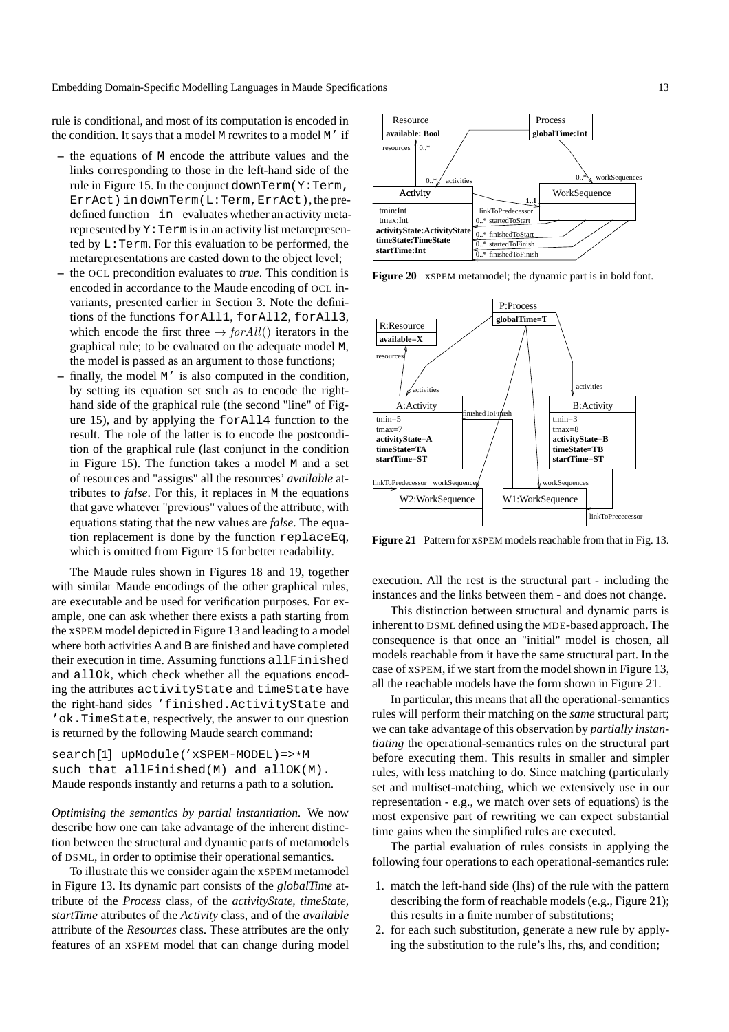rule is conditional, and most of its computation is encoded in the condition. It says that a model `M` rewrites to a model `M'` if

– the equations of `M` encode the attribute values and the links corresponding to those in the left-hand side of the rule in Figure 15. In the conjunct `downTerm(Y:Term, ErrAct)` in `downTerm(L:Term,ErrAct)`, the predefined function `_in_` evaluates whether an activity metarepresented by `Y:Term` is in an activity list metarepresented by `L:Term`. For this evaluation to be performed, the metarepresentations are casted down to the object level;
– the OCL precondition evaluates to *true*. This condition is encoded in accordance to the Maude encoding of OCL invariants, presented earlier in Section 3. Note the definitions of the functions `forAll1`, `forAll2`, `forAll3`, which encode the first three $\rightarrow forAll()$ iterators in the graphical rule; to be evaluated on the adequate model `M`, the model is passed as an argument to those functions;
– finally, the model `M'` is also computed in the condition, by setting its equation set such as to encode the right-hand side of the graphical rule (the second "line" of Figure 15), and by applying the `forAll4` function to the result. The role of the latter is to encode the postcondition of the graphical rule (last conjunct in the condition in Figure 15). The function takes a model `M` and a set of resources and "assigns" all the resources' *available* attributes to *false*. For this, it replaces in `M` the equations that gave whatever "previous" values of the attribute, with equations stating that the new values are *false*. The equation replacement is done by the function `replaceEq`, which is omitted from Figure 15 for better readability.

The Maude rules shown in Figures 18 and 19, together with similar Maude encodings of the other graphical rules, are executable and be used for verification purposes. For example, one can ask whether there exists a path starting from the XSPEM model depicted in Figure 13 and leading to a model where both activities `A` and `B` are finished and have completed their execution in time. Assuming functions `allFinished` and `allOk`, which check whether all the equations encoding the attributes `activityState` and `timeState` have the right-hand sides `'finished.ActivityState` and `'ok.TimeState`, respectively, the answer to our question is returned by the following Maude search command:

```
search[1] upModule('xSPEM-MODEL)=>*M
such that allFinished(M) and allOK(M).
```

Maude responds instantly and returns a path to a solution.

*Optimising the semantics by partial instantiation.* We now describe how one can take advantage of the inherent distinction between the structural and dynamic parts of metamodels of DSML, in order to optimise their operational semantics.

To illustrate this we consider again the XSPEM metamodel in Figure 13. Its dynamic part consists of the *globalTime* attribute of the *Process* class, of the *activityState*, *timeState*, *startTime* attributes of the *Activity* class, and of the *available* attribute of the *Resources* class. These attributes are the only features of an XSPEM model that can change during model

**Figure 20** XSPEM metamodel; the dynamic part is in bold font.

**Figure 21** Pattern for XSPEM models reachable from that in Fig. 13.

execution. All the rest is the structural part - including the instances and the links between them - and does not change.

This distinction between structural and dynamic parts is inherent to DSML defined using the MDE-based approach. The consequence is that once an "initial" model is chosen, all models reachable from it have the same structural part. In the case of XSPEM, if we start from the model shown in Figure 13, all the reachable models have the form shown in Figure 21.

In particular, this means that all the operational-semantics rules will perform their matching on the *same* structural part; we can take advantage of this observation by *partially instantiating* the operational-semantics rules on the structural part before executing them. This results in smaller and simpler rules, with less matching to do. Since matching (particularly set and multiset-matching, which we extensively use in our representation - e.g., we match over sets of equations) is the most expensive part of rewriting we can expect substantial time gains when the simplified rules are executed.

The partial evaluation of rules consists in applying the following four operations to each operational-semantics rule:

1. match the left-hand side (lhs) of the rule with the pattern describing the form of reachable models (e.g., Figure 21); this results in a finite number of substitutions;
2. for each such substitution, generate a new rule by applying the substitution to the rule's lhs, rhs, and condition;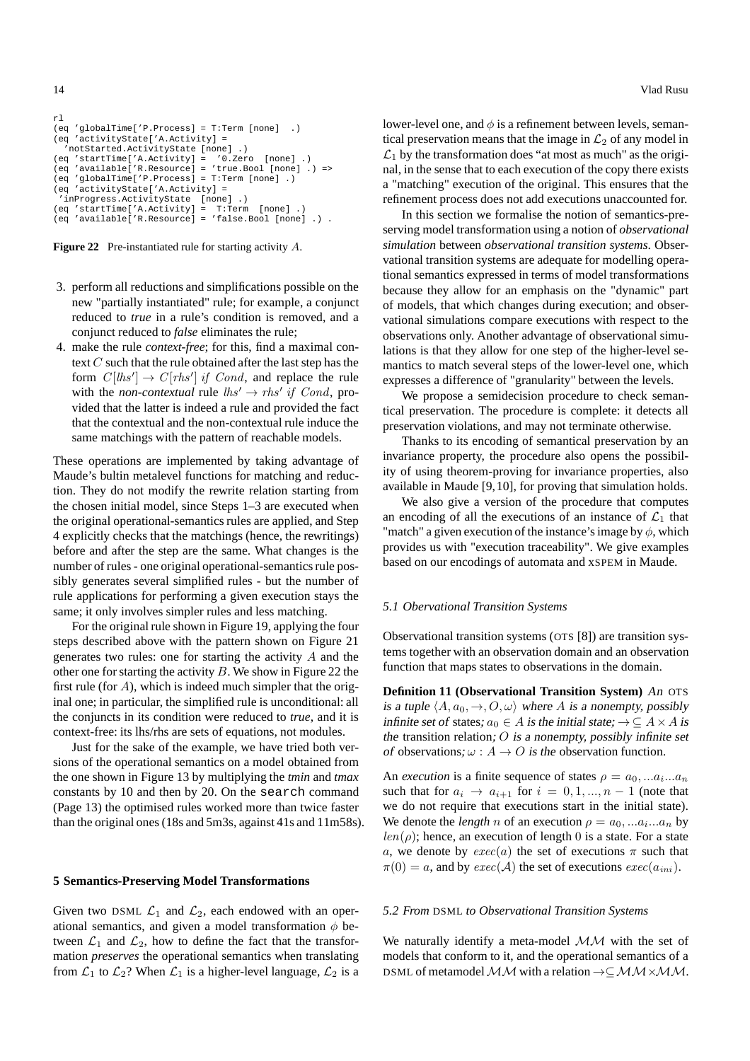```
rl
(eq 'globalTime['P.Process] = T:Term [none]  .)
(eq 'activityState['A.Activity] =
  'notStarted.ActivityState [none] .)
(eq 'startTime['A.Activity] =  '0.Zero  [none] .)
(eq 'available['R.Resource] = 'true.Bool [none] .) =>
(eq 'globalTime['P.Process] = T:Term [none] .)
(eq 'activityState['A.Activity] =
 'inProgress.ActivityState  [none] .)
(eq 'startTime['A.Activity] =  T:Term  [none] .)
(eq 'available['R.Resource] = 'false.Bool [none] .) .
```

**Figure 22** Pre-instantiated rule for starting activity $A$.

3. perform all reductions and simplifications possible on the new "partially instantiated" rule; for example, a conjunct reduced to *true* in a rule's condition is removed, and a conjunct reduced to *false* eliminates the rule;
4. make the rule *context-free*; for this, find a maximal context $C$ such that the rule obtained after the last step has the form $C[lhs'] \rightarrow C[rhs']$ *if* $Cond$, and replace the rule with the *non-contextual* rule $lhs' \rightarrow rhs'$ *if* $Cond$, provided that the latter is indeed a rule and provided the fact that the contextual and the non-contextual rule induce the same matchings with the pattern of reachable models.

These operations are implemented by taking advantage of Maude's bultin metalevel functions for matching and reduction. They do not modify the rewrite relation starting from the chosen initial model, since Steps 1–3 are executed when the original operational-semantics rules are applied, and Step 4 explicitly checks that the matchings (hence, the rewritings) before and after the step are the same. What changes is the number of rules - one original operational-semantics rule possibly generates several simplified rules - but the number of rule applications for performing a given execution stays the same; it only involves simpler rules and less matching.

For the original rule shown in Figure 19, applying the four steps described above with the pattern shown on Figure 21 generates two rules: one for starting the activity $A$ and the other one for starting the activity $B$. We show in Figure 22 the first rule (for $A$), which is indeed much simpler that the original one; in particular, the simplified rule is unconditional: all the conjuncts in its condition were reduced to *true*, and it is context-free: its lhs/rhs are sets of equations, not modules.

Just for the sake of the example, we have tried both versions of the operational semantics on a model obtained from the one shown in Figure 13 by multiplying the *tmin* and *tmax* constants by 10 and then by 20. On the `search` command (Page 13) the optimised rules worked more than twice faster than the original ones (18s and 5m3s, against 41s and 11m58s).

## 5 Semantics-Preserving Model Transformations

Given two DSML $\mathcal{L}_1$ and $\mathcal{L}_2$, each endowed with an operational semantics, and given a model transformation $\phi$ between $\mathcal{L}_1$ and $\mathcal{L}_2$, how to define the fact that the transformation *preserves* the operational semantics when translating from $\mathcal{L}_1$ to $\mathcal{L}_2$? When $\mathcal{L}_1$ is a higher-level language, $\mathcal{L}_2$ is a lower-level one, and $\phi$ is a refinement between levels, semantical preservation means that the image in $\mathcal{L}_2$ of any model in $\mathcal{L}_1$ by the transformation does "at most as much" as the original, in the sense that to each execution of the copy there exists a "matching" execution of the original. This ensures that the refinement process does not add executions unaccounted for.

In this section we formalise the notion of semantics-preserving model transformation using a notion of *observational simulation* between *observational transition systems*. Observational transition systems are adequate for modelling operational semantics expressed in terms of model transformations because they allow for an emphasis on the "dynamic" part of models, that which changes during execution; and observational simulations compare executions with respect to the observations only. Another advantage of observational simulations is that they allow for one step of the higher-level semantics to match several steps of the lower-level one, which expresses a difference of "granularity" between the levels.

We propose a semidecision procedure to check semantical preservation. The procedure is complete: it detects all preservation violations, and may not terminate otherwise.

Thanks to its encoding of semantical preservation by an invariance property, the procedure also opens the possibility of using theorem-proving for invariance properties, also available in Maude [9,10], for proving that simulation holds.

We also give a version of the procedure that computes an encoding of all the executions of an instance of $\mathcal{L}_1$ that "match" a given execution of the instance's image by $\phi$, which provides us with "execution traceability". We give examples based on our encodings of automata and XSPEM in Maude.

### *5.1 Obervational Transition Systems*

Observational transition systems (OTS [8]) are transition systems together with an observation domain and an observation function that maps states to observations in the domain.

**Definition 11 (Observational Transition System)** *An* OTS *is a tuple* $\langle A, a_0, \rightarrow, O, \omega\rangle$ *where* $A$ *is a nonempty, possibly infinite set of* states*;* $a_0 \in A$ *is the initial state;* $\rightarrow \subseteq A \times A$ *is the* transition relation*;* $O$ *is a nonempty, possibly infinite set of* observations*;* $\omega : A \rightarrow O$ *is the* observation function.

An *execution* is a finite sequence of states $\rho = a_0, ...a_i...a_n$ such that for $a_i \rightarrow a_{i+1}$ for $i = 0, 1, ..., n-1$ (note that we do not require that executions start in the initial state). We denote the *length* $n$ of an execution $\rho = a_0, ...a_i...a_n$ by $len(\rho)$; hence, an execution of length 0 is a state. For a state $a$, we denote by $exec(a)$ the set of executions $\pi$ such that $\pi(0) = a$, and by $exec(\mathcal{A})$ the set of executions $exec(a_{ini})$.

### *5.2 From* DSML *to Observational Transition Systems*

We naturally identify a meta-model $\mathcal{MM}$ with the set of models that conform to it, and the operational semantics of a DSML of metamodel $\mathcal{MM}$ with a relation $\rightarrow \subseteq \mathcal{MM} \times \mathcal{MM}$.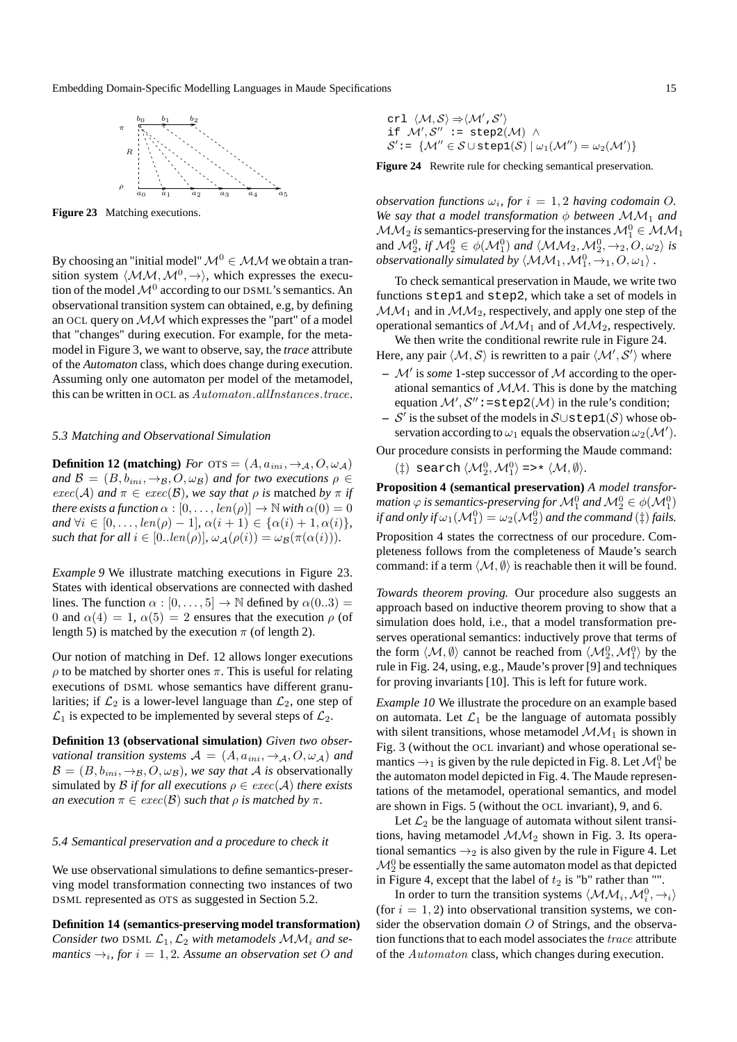**Figure 23** Matching executions.

By choosing an "initial model" $\mathcal{M}^0 \in \mathcal{MM}$ we obtain a transition system $\langle \mathcal{MM}, \mathcal{M}^0, \rightarrow \rangle$, which expresses the execution of the model $\mathcal{M}^0$ according to our DSML's semantics. An observational transition system can obtained, e.g, by defining an OCL query on $\mathcal{MM}$ which expresses the "part" of a model that "changes" during execution. For example, for the metamodel in Figure 3, we want to observe, say, the *trace* attribute of the *Automaton* class, which does change during execution. Assuming only one automaton per model of the metamodel, this can be written in OCL as $Automaton.allInstances.trace$.

### 5.3 Matching and Observational Simulation

**Definition 12 (matching)** *For* $\text{OTS} = (A, a_{ini}, \rightarrow_{\mathcal{A}}, O, \omega_{\mathcal{A}})$ *and* $\mathcal{B} = (B, b_{ini}, \rightarrow_{\mathcal{B}}, O, \omega_{\mathcal{B}})$ *and for two executions* $\rho \in exec(\mathcal{A})$ *and* $\pi \in exec(\mathcal{B})$, *we say that* $\rho$ *is* matched *by* $\pi$ *if there exists a function* $\alpha : [0, \ldots, len(\rho)] \rightarrow \mathbb{N}$ *with* $\alpha(0) = 0$ *and* $\forall i \in [0, \ldots, len(\rho) - 1]$, $\alpha(i + 1) \in \{\alpha(i) + 1, \alpha(i)\}$, *such that for all* $i \in [0..len(\rho)]$, $\omega_{\mathcal{A}}(\rho(i)) = \omega_{\mathcal{B}}(\pi(\alpha(i)))$.

*Example 9* We illustrate matching executions in Figure 23. States with identical observations are connected with dashed lines. The function $\alpha : [0, \ldots, 5] \rightarrow \mathbb{N}$ defined by $\alpha(0..3) = 0$ and $\alpha(4) = 1$, $\alpha(5) = 2$ ensures that the execution $\rho$ (of length 5) is matched by the execution $\pi$ (of length 2).

Our notion of matching in Def. 12 allows longer executions $\rho$ to be matched by shorter ones $\pi$. This is useful for relating executions of DSML whose semantics have different granularities; if $\mathcal{L}_2$ is a lower-level language than $\mathcal{L}_2$, one step of $\mathcal{L}_1$ is expected to be implemented by several steps of $\mathcal{L}_2$.

**Definition 13 (observational simulation)** *Given two observational transition systems* $\mathcal{A} = (A, a_{ini}, \rightarrow_{\mathcal{A}}, O, \omega_{\mathcal{A}})$ *and* $\mathcal{B} = (B, b_{ini}, \rightarrow_{\mathcal{B}}, O, \omega_{\mathcal{B}})$, *we say that* $\mathcal{A}$ *is* observationally simulated by $\mathcal{B}$ *if for all executions* $\rho \in exec(\mathcal{A})$ *there exists an execution* $\pi \in exec(\mathcal{B})$ *such that* $\rho$ *is matched by* $\pi$.

### 5.4 Semantical preservation and a procedure to check it

We use observational simulations to define semantics-preserving model transformation connecting two instances of two DSML represented as OTS as suggested in Section 5.2.

**Definition 14 (semantics-preserving model transformation)** *Consider two* DSML $\mathcal{L}_1, \mathcal{L}_2$ *with metamodels* $\mathcal{MM}_i$ *and semantics* $\rightarrow_i$, *for* $i = 1, 2$. *Assume an observation set* $O$ *and observation functions* $\omega_i$, *for* $i = 1, 2$ *having codomain* $O$. *We say that a model transformation* $\phi$ *between* $\mathcal{MM}_1$ *and* $\mathcal{MM}_2$ *is* semantics-preserving for the instances $\mathcal{M}_1^0 \in \mathcal{MM}_1$ and $\mathcal{M}_2^0$, *if* $\mathcal{M}_2^0 \in \phi(\mathcal{M}_1^0)$ *and* $\langle \mathcal{MM}_2, \mathcal{M}_2^0, \rightarrow_2, O, \omega_2 \rangle$ *is observationally simulated by* $\langle \mathcal{MM}_1, \mathcal{M}_1^0, \rightarrow_1, O, \omega_1 \rangle$ .

```
crl ⟨M,S⟩ ⇒⟨M',S'⟩
if M',S'' := step2(M) ∧
S':= {M'' ∈ S ∪ step1(S) | ω1(M'') = ω2(M')}
```

**Figure 24** Rewrite rule for checking semantical preservation.

To check semantical preservation in Maude, we write two functions `step1` and `step2`, which take a set of models in $\mathcal{MM}_1$ and in $\mathcal{MM}_2$, respectively, and apply one step of the operational semantics of $\mathcal{MM}_1$ and of $\mathcal{MM}_2$, respectively.

We then write the conditional rewrite rule in Figure 24. Here, any pair $\langle \mathcal{M}, \mathcal{S} \rangle$ is rewritten to a pair $\langle \mathcal{M}', \mathcal{S}' \rangle$ where

- $\mathcal{M}'$ is *some* 1-step successor of $\mathcal{M}$ according to the operational semantics of $\mathcal{MM}$. This is done by the matching equation $\mathcal{M}', \mathcal{S}''$`:=step2(`$\mathcal{M}$`)` in the rule's condition;
- $\mathcal{S}'$ is the subset of the models in $\mathcal{S} \cup$`step1(`$\mathcal{S}$`)` whose observation according to $\omega_1$ equals the observation $\omega_2(\mathcal{M}')$.

Our procedure consists in performing the Maude command:

($\ddagger$) `search` $\langle \mathcal{M}_2^0, \mathcal{M}_1^0 \rangle$ `=>*` $\langle \mathcal{M}, \emptyset \rangle$.

**Proposition 4 (semantical preservation)** *A model transformation* $\varphi$ *is semantics-preserving for* $\mathcal{M}_1^0$ *and* $\mathcal{M}_2^0 \in \phi(\mathcal{M}_1^0)$ *if and only if* $\omega_1(\mathcal{M}_1^0) = \omega_2(\mathcal{M}_2^0)$ *and the command* ($\ddagger$) *fails.*

Proposition 4 states the correctness of our procedure. Completeness follows from the completeness of Maude's search command: if a term $\langle \mathcal{M}, \emptyset \rangle$ is reachable then it will be found.

*Towards theorem proving.* Our procedure also suggests an approach based on inductive theorem proving to show that a simulation does hold, i.e., that a model transformation preserves operational semantics: inductively prove that terms of the form $\langle \mathcal{M}, \emptyset \rangle$ cannot be reached from $\langle \mathcal{M}_2^0, \mathcal{M}_1^0 \rangle$ by the rule in Fig. 24, using, e.g., Maude's prover [9] and techniques for proving invariants [10]. This is left for future work.

*Example 10* We illustrate the procedure on an example based on automata. Let $\mathcal{L}_1$ be the language of automata possibly with silent transitions, whose metamodel $\mathcal{MM}_1$ is shown in Fig. 3 (without the OCL invariant) and whose operational semantics $\rightarrow_1$ is given by the rule depicted in Fig. 8. Let $\mathcal{M}_1^0$ be the automaton model depicted in Fig. 4. The Maude representations of the metamodel, operational semantics, and model are shown in Figs. 5 (without the OCL invariant), 9, and 6.

Let $\mathcal{L}_2$ be the language of automata without silent transitions, having metamodel $\mathcal{MM}_2$ shown in Fig. 3. Its operational semantics $\rightarrow_2$ is also given by the rule in Figure 4. Let $\mathcal{M}_2^0$ be essentially the same automaton model as that depicted in Figure 4, except that the label of $t_2$ is "b" rather than "".

In order to turn the transition systems $\langle \mathcal{MM}_i, \mathcal{M}_i^0, \rightarrow_i \rangle$ (for $i = 1, 2$) into observational transition systems, we consider the observation domain $O$ of Strings, and the observation functions that to each model associates the $trace$ attribute of the $Automaton$ class, which changes during execution.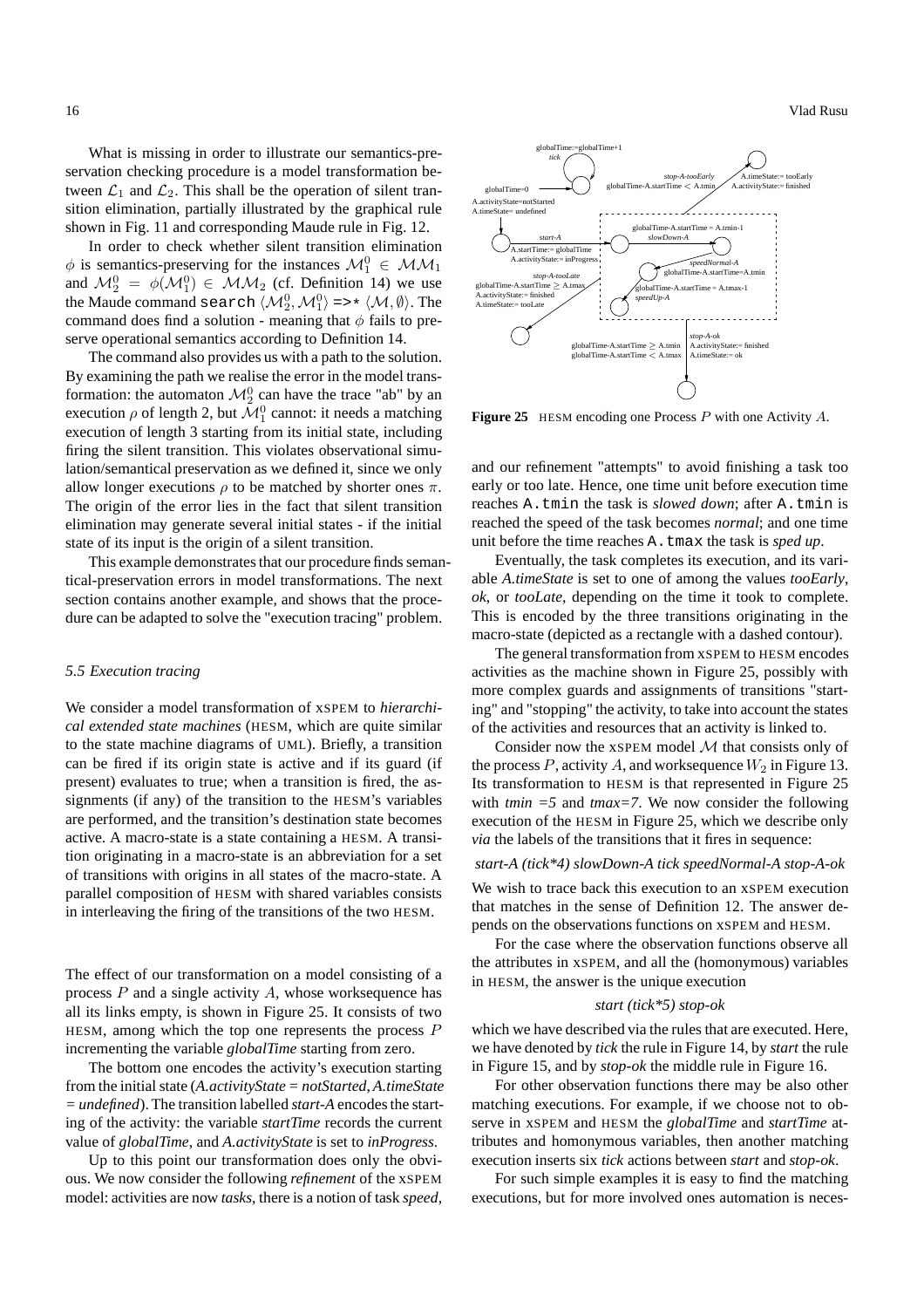What is missing in order to illustrate our semantics-preservation checking procedure is a model transformation between $\mathcal{L}_1$ and $\mathcal{L}_2$. This shall be the operation of silent transition elimination, partially illustrated by the graphical rule shown in Fig. 11 and corresponding Maude rule in Fig. 12.

In order to check whether silent transition elimination $\phi$ is semantics-preserving for the instances $\mathcal{M}_1^0 \in \mathcal{MM}_1$ and $\mathcal{M}_2^0 = \phi(\mathcal{M}_1^0) \in \mathcal{MM}_2$ (cf. Definition 14) we use the Maude command `search` $\langle \mathcal{M}_2^0, \mathcal{M}_1^0 \rangle$ `=>*` $\langle \mathcal{M}, \emptyset \rangle$. The command does find a solution - meaning that $\phi$ fails to preserve operational semantics according to Definition 14.

The command also provides us with a path to the solution. By examining the path we realise the error in the model transformation: the automaton $\mathcal{M}_2^0$ can have the trace "ab" by an execution $\rho$ of length 2, but $\mathcal{M}_1^0$ cannot: it needs a matching execution of length 3 starting from its initial state, including firing the silent transition. This violates observational simulation/semantical preservation as we defined it, since we only allow longer executions $\rho$ to be matched by shorter ones $\pi$. The origin of the error lies in the fact that silent transition elimination may generate several initial states - if the initial state of its input is the origin of a silent transition.

This example demonstrates that our procedure finds semantical-preservation errors in model transformations. The next section contains another example, and shows that the procedure can be adapted to solve the "execution tracing" problem.

### *5.5 Execution tracing*

We consider a model transformation of XSPEM to *hierarchical extended state machines* (HESM, which are quite similar to the state machine diagrams of UML). Briefly, a transition can be fired if its origin state is active and if its guard (if present) evaluates to true; when a transition is fired, the assignments (if any) of the transition to the HESM's variables are performed, and the transition's destination state becomes active. A macro-state is a state containing a HESM. A transition originating in a macro-state is an abbreviation for a set of transitions with origins in all states of the macro-state. A parallel composition of HESM with shared variables consists in interleaving the firing of the transitions of the two HESM.

The effect of our transformation on a model consisting of a process $P$ and a single activity $A$, whose worksequence has all its links empty, is shown in Figure 25. It consists of two HESM, among which the top one represents the process $P$ incrementing the variable *globalTime* starting from zero.

The bottom one encodes the activity's execution starting from the initial state (*A.activityState = notStarted, A.timeState = undefined*). The transition labelled *start-A* encodes the starting of the activity: the variable *startTime* records the current value of *globalTime*, and *A.activityState* is set to *inProgress*.

Up to this point our transformation does only the obvious. We now consider the following *refinement* of the XSPEM model: activities are now *tasks*, there is a notion of task *speed*,

**Figure 25** HESM encoding one Process $P$ with one Activity $A$.

and our refinement "attempts" to avoid finishing a task too early or too late. Hence, one time unit before execution time reaches `A.tmin` the task is *slowed down*; after `A.tmin` is reached the speed of the task becomes *normal*; and one time unit before the time reaches `A.tmax` the task is *sped up*.

Eventually, the task completes its execution, and its variable *A.timeState* is set to one of among the values *tooEarly*, *ok*, or *tooLate*, depending on the time it took to complete. This is encoded by the three transitions originating in the macro-state (depicted as a rectangle with a dashed contour).

The general transformation from XSPEM to HESM encodes activities as the machine shown in Figure 25, possibly with more complex guards and assignments of transitions "starting" and "stopping" the activity, to take into account the states of the activities and resources that an activity is linked to.

Consider now the XSPEM model $\mathcal{M}$ that consists only of the process $P$, activity $A$, and worksequence $W_2$ in Figure 13. Its transformation to HESM is that represented in Figure 25 with *tmin =5* and *tmax=7*. We now consider the following execution of the HESM in Figure 25, which we describe only *via* the labels of the transitions that it fires in sequence:

*start-A (tick\*4) slowDown-A tick speedNormal-A stop-A-ok*

We wish to trace back this execution to an XSPEM execution that matches in the sense of Definition 12. The answer depends on the observations functions on XSPEM and HESM.

For the case where the observation functions observe all the attributes in XSPEM, and all the (homonymous) variables in HESM, the answer is the unique execution

*start (tick\*5) stop-ok*

which we have described via the rules that are executed. Here, we have denoted by *tick* the rule in Figure 14, by *start* the rule in Figure 15, and by *stop-ok* the middle rule in Figure 16.

For other observation functions there may be also other matching executions. For example, if we choose not to observe in XSPEM and HESM the *globalTime* and *startTime* attributes and homonymous variables, then another matching execution inserts six *tick* actions between *start* and *stop-ok*.

For such simple examples it is easy to find the matching executions, but for more involved ones automation is neces-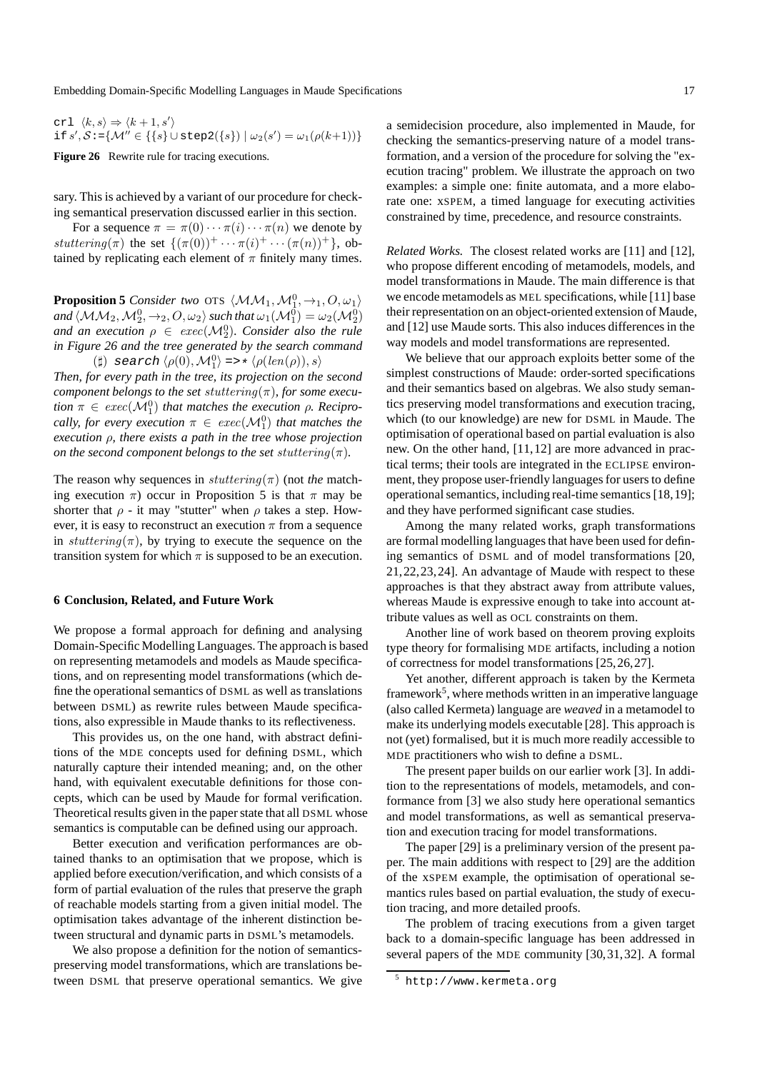```
crl ⟨k, s⟩ ⇒ ⟨k + 1, s′⟩
if s′, S:={M″ ∈ {{s} ∪ step2({s}) | ω2(s′) = ω1(ρ(k+1))}
```

**Figure 26** Rewrite rule for tracing executions.

sary. This is achieved by a variant of our procedure for checking semantical preservation discussed earlier in this section.

For a sequence $\pi = \pi(0) \cdots \pi(i) \cdots \pi(n)$ we denote by $stuttering(\pi)$ the set $\{(\pi(0))^+ \cdots \pi(i)^+ \cdots (\pi(n))^+\}$, obtained by replicating each element of $\pi$ finitely many times.

**Proposition 5** *Consider two* OTS $\langle \mathcal{MM}_1, \mathcal{M}_1^0, \rightarrow_1, O, \omega_1 \rangle$ *and* $\langle \mathcal{MM}_2, \mathcal{M}_2^0, \rightarrow_2, O, \omega_2 \rangle$ *such that* $\omega_1(\mathcal{M}_1^0) = \omega_2(\mathcal{M}_2^0)$ *and an execution* $\rho \in exec(\mathcal{M}_2^0)$. *Consider also the rule in Figure 26 and the tree generated by the search command*

($\sharp$) search $\langle \rho(0), \mathcal{M}_1^0 \rangle$ =>* $\langle \rho(len(\rho)), s \rangle$

*Then, for every path in the tree, its projection on the second component belongs to the set* $stuttering(\pi)$*, for some execution* $\pi \in exec(\mathcal{M}_1^0)$ *that matches the execution* $\rho$*. Reciprocally, for every execution* $\pi \in exec(\mathcal{M}_1^0)$ *that matches the execution* $\rho$*, there exists a path in the tree whose projection on the second component belongs to the set* $stuttering(\pi)$*.*

The reason why sequences in $stuttering(\pi)$ (not *the* matching execution $\pi$) occur in Proposition 5 is that $\pi$ may be shorter that $\rho$ - it may "stutter" when $\rho$ takes a step. However, it is easy to reconstruct an execution $\pi$ from a sequence in $stuttering(\pi)$, by trying to execute the sequence on the transition system for which $\pi$ is supposed to be an execution.

## 6 Conclusion, Related, and Future Work

We propose a formal approach for defining and analysing Domain-Specific Modelling Languages. The approach is based on representing metamodels and models as Maude specifications, and on representing model transformations (which define the operational semantics of DSML as well as translations between DSML) as rewrite rules between Maude specifications, also expressible in Maude thanks to its reflectiveness.

This provides us, on the one hand, with abstract definitions of the MDE concepts used for defining DSML, which naturally capture their intended meaning; and, on the other hand, with equivalent executable definitions for those concepts, which can be used by Maude for formal verification. Theoretical results given in the paper state that all DSML whose semantics is computable can be defined using our approach.

Better execution and verification performances are obtained thanks to an optimisation that we propose, which is applied before execution/verification, and which consists of a form of partial evaluation of the rules that preserve the graph of reachable models starting from a given initial model. The optimisation takes advantage of the inherent distinction between structural and dynamic parts in DSML's metamodels.

We also propose a definition for the notion of semantics-preserving model transformations, which are translations between DSML that preserve operational semantics. We give a semidecision procedure, also implemented in Maude, for checking the semantics-preserving nature of a model transformation, and a version of the procedure for solving the "execution tracing" problem. We illustrate the approach on two examples: a simple one: finite automata, and a more elaborate one: XSPEM, a timed language for executing activities constrained by time, precedence, and resource constraints.

*Related Works.* The closest related works are [11] and [12], who propose different encoding of metamodels, models, and model transformations in Maude. The main difference is that we encode metamodels as MEL specifications, while [11] base their representation on an object-oriented extension of Maude, and [12] use Maude sorts. This also induces differences in the way models and model transformations are represented.

We believe that our approach exploits better some of the simplest constructions of Maude: order-sorted specifications and their semantics based on algebras. We also study semantics preserving model transformations and execution tracing, which (to our knowledge) are new for DSML in Maude. The optimisation of operational based on partial evaluation is also new. On the other hand, [11,12] are more advanced in practical terms; their tools are integrated in the ECLIPSE environment, they propose user-friendly languages for users to define operational semantics, including real-time semantics [18,19]; and they have performed significant case studies.

Among the many related works, graph transformations are formal modelling languages that have been used for defining semantics of DSML and of model transformations [20, 21,22,23,24]. An advantage of Maude with respect to these approaches is that they abstract away from attribute values, whereas Maude is expressive enough to take into account attribute values as well as OCL constraints on them.

Another line of work based on theorem proving exploits type theory for formalising MDE artifacts, including a notion of correctness for model transformations [25,26,27].

Yet another, different approach is taken by the Kermeta framework[5], where methods written in an imperative language (also called Kermeta) language are *weaved* in a metamodel to make its underlying models executable [28]. This approach is not (yet) formalised, but it is much more readily accessible to MDE practitioners who wish to define a DSML.

The present paper builds on our earlier work [3]. In addition to the representations of models, metamodels, and conformance from [3] we also study here operational semantics and model transformations, as well as semantical preservation and execution tracing for model transformations.

The paper [29] is a preliminary version of the present paper. The main additions with respect to [29] are the addition of the XSPEM example, the optimisation of operational semantics rules based on partial evaluation, the study of execution tracing, and more detailed proofs.

The problem of tracing executions from a given target back to a domain-specific language has been addressed in several papers of the MDE community [30,31,32]. A formal

[5] http://www.kermeta.org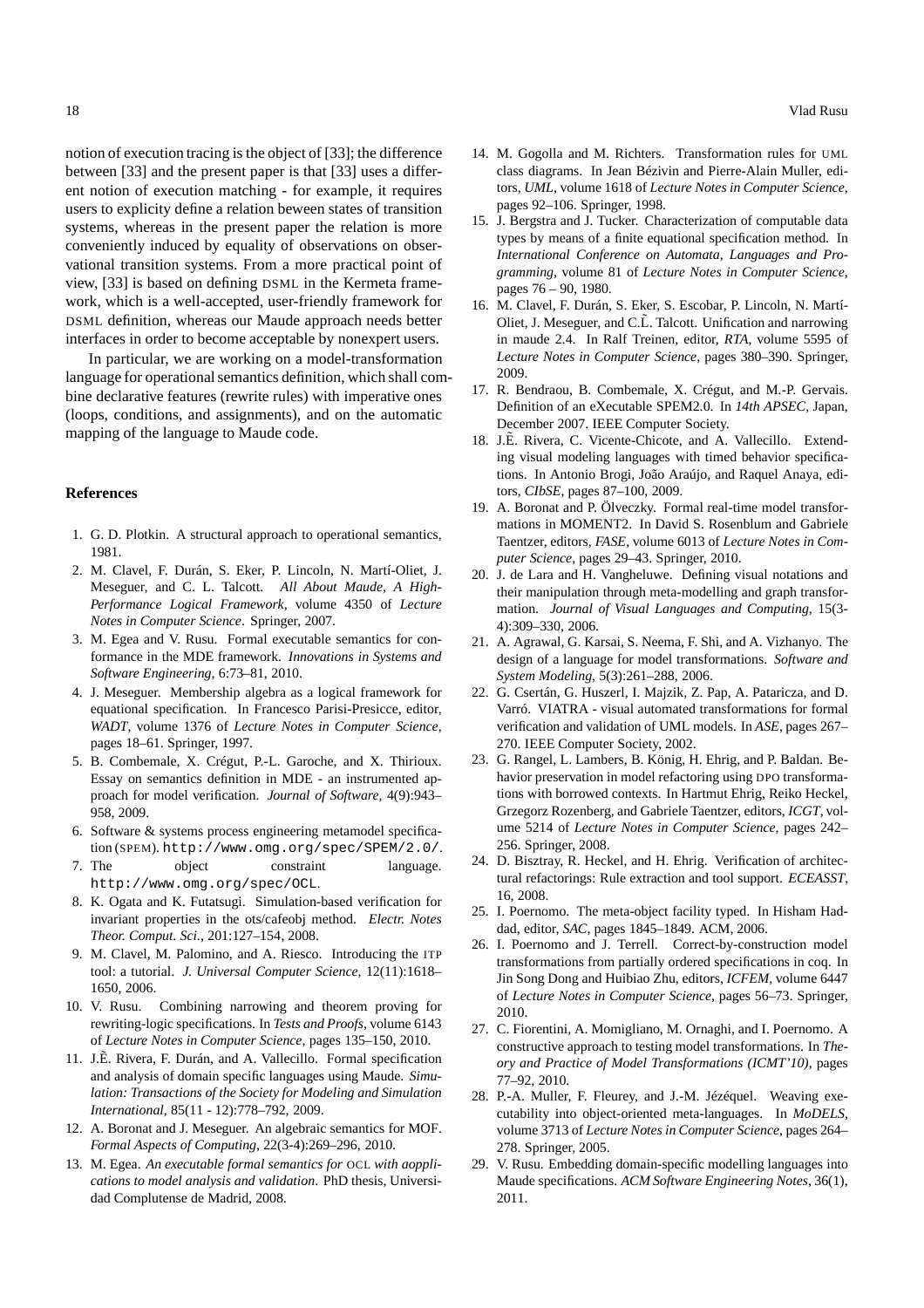notion of execution tracing is the object of [33]; the difference between [33] and the present paper is that [33] uses a different notion of execution matching - for example, it requires users to explicity define a relation beween states of transition systems, whereas in the present paper the relation is more conveniently induced by equality of observations on observational transition systems. From a more practical point of view, [33] is based on defining DSML in the Kermeta framework, which is a well-accepted, user-friendly framework for DSML definition, whereas our Maude approach needs better interfaces in order to become acceptable by nonexpert users.

In particular, we are working on a model-transformation language for operational semantics definition, which shall combine declarative features (rewrite rules) with imperative ones (loops, conditions, and assignments), and on the automatic mapping of the language to Maude code.

## References

1. G. D. Plotkin. A structural approach to operational semantics, 1981.
2. M. Clavel, F. Durán, S. Eker, P. Lincoln, N. Martí-Oliet, J. Meseguer, and C. L. Talcott. *All About Maude, A High-Performance Logical Framework*, volume 4350 of *Lecture Notes in Computer Science*. Springer, 2007.
3. M. Egea and V. Rusu. Formal executable semantics for conformance in the MDE framework. *Innovations in Systems and Software Engineering*, 6:73–81, 2010.
4. J. Meseguer. Membership algebra as a logical framework for equational specification. In Francesco Parisi-Presicce, editor, *WADT*, volume 1376 of *Lecture Notes in Computer Science*, pages 18–61. Springer, 1997.
5. B. Combemale, X. Crégut, P.-L. Garoche, and X. Thirioux. Essay on semantics definition in MDE - an instrumented approach for model verification. *Journal of Software*, 4(9):943–958, 2009.
6. Software & systems process engineering metamodel specification (SPEM). http://www.omg.org/spec/SPEM/2.0/.
7. The object constraint language. http://www.omg.org/spec/OCL.
8. K. Ogata and K. Futatsugi. Simulation-based verification for invariant properties in the ots/cafeobj method. *Electr. Notes Theor. Comput. Sci.*, 201:127–154, 2008.
9. M. Clavel, M. Palomino, and A. Riesco. Introducing the ITP tool: a tutorial. *J. Universal Computer Science*, 12(11):1618–1650, 2006.
10. V. Rusu. Combining narrowing and theorem proving for rewriting-logic specifications. In *Tests and Proofs*, volume 6143 of *Lecture Notes in Computer Science*, pages 135–150, 2010.
11. J.Ẽ. Rivera, F. Durán, and A. Vallecillo. Formal specification and analysis of domain specific languages using Maude. *Simulation: Transactions of the Society for Modeling and Simulation International*, 85(11 - 12):778–792, 2009.
12. A. Boronat and J. Meseguer. An algebraic semantics for MOF. *Formal Aspects of Computing*, 22(3-4):269–296, 2010.
13. M. Egea. *An executable formal semantics for* OCL *with aopplications to model analysis and validation*. PhD thesis, Universidad Complutense de Madrid, 2008.
14. M. Gogolla and M. Richters. Transformation rules for UML class diagrams. In Jean Bézivin and Pierre-Alain Muller, editors, *UML*, volume 1618 of *Lecture Notes in Computer Science*, pages 92–106. Springer, 1998.
15. J. Bergstra and J. Tucker. Characterization of computable data types by means of a finite equational specification method. In *International Conference on Automata, Languages and Programming*, volume 81 of *Lecture Notes in Computer Science*, pages 76 – 90, 1980.
16. M. Clavel, F. Durán, S. Eker, S. Escobar, P. Lincoln, N. Martí-Oliet, J. Meseguer, and C.L̃. Talcott. Unification and narrowing in maude 2.4. In Ralf Treinen, editor, *RTA*, volume 5595 of *Lecture Notes in Computer Science*, pages 380–390. Springer, 2009.
17. R. Bendraou, B. Combemale, X. Crégut, and M.-P. Gervais. Definition of an eXecutable SPEM2.0. In *14th APSEC*, Japan, December 2007. IEEE Computer Society.
18. J.Ẽ. Rivera, C. Vicente-Chicote, and A. Vallecillo. Extending visual modeling languages with timed behavior specifications. In Antonio Brogi, João Araújo, and Raquel Anaya, editors, *CIbSE*, pages 87–100, 2009.
19. A. Boronat and P. Ölveczky. Formal real-time model transformations in MOMENT2. In David S. Rosenblum and Gabriele Taentzer, editors, *FASE*, volume 6013 of *Lecture Notes in Computer Science*, pages 29–43. Springer, 2010.
20. J. de Lara and H. Vangheluwe. Defining visual notations and their manipulation through meta-modelling and graph transformation. *Journal of Visual Languages and Computing*, 15(3-4):309–330, 2006.
21. A. Agrawal, G. Karsai, S. Neema, F. Shi, and A. Vizhanyo. The design of a language for model transformations. *Software and System Modeling*, 5(3):261–288, 2006.
22. G. Csertán, G. Huszerl, I. Majzik, Z. Pap, A. Pataricza, and D. Varró. VIATRA - visual automated transformations for formal verification and validation of UML models. In *ASE*, pages 267–270. IEEE Computer Society, 2002.
23. G. Rangel, L. Lambers, B. König, H. Ehrig, and P. Baldan. Behavior preservation in model refactoring using DPO transformations with borrowed contexts. In Hartmut Ehrig, Reiko Heckel, Grzegorz Rozenberg, and Gabriele Taentzer, editors, *ICGT*, volume 5214 of *Lecture Notes in Computer Science*, pages 242–256. Springer, 2008.
24. D. Bisztray, R. Heckel, and H. Ehrig. Verification of architectural refactorings: Rule extraction and tool support. *ECEASST*, 16, 2008.
25. I. Poernomo. The meta-object facility typed. In Hisham Haddad, editor, *SAC*, pages 1845–1849. ACM, 2006.
26. I. Poernomo and J. Terrell. Correct-by-construction model transformations from partially ordered specifications in coq. In Jin Song Dong and Huibiao Zhu, editors, *ICFEM*, volume 6447 of *Lecture Notes in Computer Science*, pages 56–73. Springer, 2010.
27. C. Fiorentini, A. Momigliano, M. Ornaghi, and I. Poernomo. A constructive approach to testing model transformations. In *Theory and Practice of Model Transformations (ICMT'10)*, pages 77–92, 2010.
28. P.-A. Muller, F. Fleurey, and J.-M. Jézéquel. Weaving executability into object-oriented meta-languages. In *MoDELS*, volume 3713 of *Lecture Notes in Computer Science*, pages 264–278. Springer, 2005.
29. V. Rusu. Embedding domain-specific modelling languages into Maude specifications. *ACM Software Engineering Notes*, 36(1), 2011.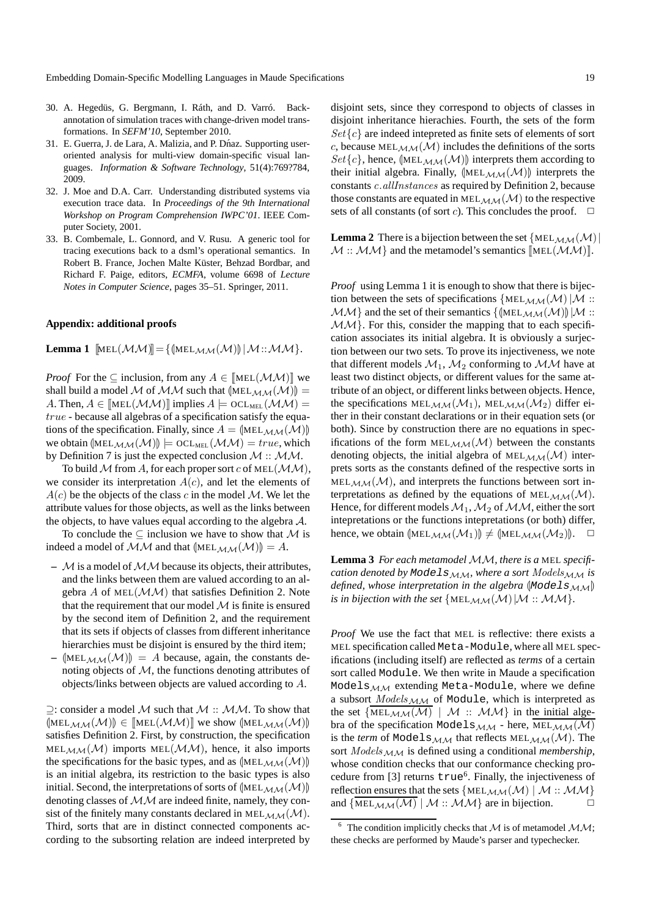30. A. Hegedüs, G. Bergmann, I. Ráth, and D. Varró. Back-annotation of simulation traces with change-driven model transformations. In *SEFM'10*, September 2010.
31. E. Guerra, J. de Lara, A. Malizia, and P. Dńaz. Supporting user-oriented analysis for multi-view domain-specific visual languages. *Information & Software Technology*, 51(4):769?784, 2009.
32. J. Moe and D.A. Carr. Understanding distributed systems via execution trace data. In *Proceedings of the 9th International Workshop on Program Comprehension IWPC'01*. IEEE Computer Society, 2001.
33. B. Combemale, L. Gonnord, and V. Rusu. A generic tool for tracing executions back to a dsml's operational semantics. In Robert B. France, Jochen Malte Küster, Behzad Bordbar, and Richard F. Paige, editors, *ECMFA*, volume 6698 of *Lecture Notes in Computer Science*, pages 35–51. Springer, 2011.

### Appendix: additional proofs

**Lemma 1** $[\![\text{MEL}(\mathcal{MM})]\!] = \{ (\!|\text{MEL}_{\mathcal{MM}}(\mathcal{M})|\!) \,|\, \mathcal{M} :: \mathcal{MM} \}$.

*Proof* For the $\subseteq$ inclusion, from any $A \in [\![\text{MEL}(\mathcal{MM})]\!]$ we shall build a model $\mathcal{M}$ of $\mathcal{MM}$ such that $(\!|\text{MEL}_{\mathcal{MM}}(\mathcal{M})|\!) = A$. Then, $A \in [\![\text{MEL}(\mathcal{MM})]\!]$ implies $A \models \text{OCL}_{\text{MEL}}(\mathcal{MM}) = true$ - because all algebras of a specification satisfy the equations of the specification. Finally, since $A = (\!|\text{MEL}_{\mathcal{MM}}(\mathcal{M})|\!)$ we obtain $(\!|\text{MEL}_{\mathcal{MM}}(\mathcal{M})|\!) \models \text{OCL}_{\text{MEL}}(\mathcal{MM}) = true$, which by Definition 7 is just the expected conclusion $\mathcal{M} :: \mathcal{MM}$.

To build $\mathcal{M}$ from $A$, for each proper sort $c$ of $\text{MEL}(\mathcal{MM})$, we consider its interpretation $A(c)$, and let the elements of $A(c)$ be the objects of the class $c$ in the model $\mathcal{M}$. We let the attribute values for those objects, as well as the links between the objects, to have values equal according to the algebra $\mathcal{A}$.

To conclude the $\subseteq$ inclusion we have to show that $\mathcal{M}$ is indeed a model of $\mathcal{MM}$ and that $(\!|\text{MEL}_{\mathcal{MM}}(\mathcal{M})|\!) = A$.

- $\mathcal{M}$ is a model of $\mathcal{MM}$ because its objects, their attributes, and the links between them are valued according to an algebra $A$ of $\text{MEL}(\mathcal{MM})$ that satisfies Definition 2. Note that the requirement that our model $\mathcal{M}$ is finite is ensured by the second item of Definition 2, and the requirement that its sets if objects of classes from different inheritance hierarchies must be disjoint is ensured by the third item;
- $(\!|\text{MEL}_{\mathcal{MM}}(\mathcal{M})|\!) = A$ because, again, the constants denoting objects of $\mathcal{M}$, the functions denoting attributes of objects/links between objects are valued according to $A$.

$\supseteq$: consider a model $\mathcal{M}$ such that $\mathcal{M} :: \mathcal{MM}$. To show that $(\!|\text{MEL}_{\mathcal{MM}}(\mathcal{M})|\!) \in [\![\text{MEL}(\mathcal{MM})]\!]$ we show $(\!|\text{MEL}_{\mathcal{MM}}(\mathcal{M})|\!)$ satisfies Definition 2. First, by construction, the specification $\text{MEL}_{\mathcal{MM}}(\mathcal{M})$ imports $\text{MEL}(\mathcal{MM})$, hence, it also imports the specifications for the basic types, and as $(\!|\text{MEL}_{\mathcal{MM}}(\mathcal{M})|\!)$ is an initial algebra, its restriction to the basic types is also initial. Second, the interpretations of sorts of $(\!|\text{MEL}_{\mathcal{MM}}(\mathcal{M})|\!)$ denoting classes of $\mathcal{MM}$ are indeed finite, namely, they consist of the finitely many constants declared in $\text{MEL}_{\mathcal{MM}}(\mathcal{M})$. Third, sorts that are in distinct connected components according to the subsorting relation are indeed interpreted by disjoint sets, since they correspond to objects of classes in disjoint inheritance hierachies. Fourth, the sets of the form $Set\{c\}$ are indeed intepreted as finite sets of elements of sort $c$, because $\text{MEL}_{\mathcal{MM}}(\mathcal{M})$ includes the definitions of the sorts $Set\{c\}$, hence, $(\!|\text{MEL}_{\mathcal{MM}}(\mathcal{M})|\!)$ interprets them according to their initial algebra. Finally, $(\!|\text{MEL}_{\mathcal{MM}}(\mathcal{M})|\!)$ interprets the constants $c.allInstances$ as required by Definition 2, because those constants are equated in $\text{MEL}_{\mathcal{MM}}(\mathcal{M})$ to the respective sets of all constants (of sort $c$). This concludes the proof. $\square$

**Lemma 2** There is a bijection between the set $\{\text{MEL}_{\mathcal{MM}}(\mathcal{M}) \,|\, \mathcal{M} :: \mathcal{MM}\}$ and the metamodel's semantics $[\![\text{MEL}(\mathcal{MM})]\!]$.

*Proof* using Lemma 1 it is enough to show that there is bijection between the sets of specifications $\{\text{MEL}_{\mathcal{MM}}(\mathcal{M}) \,|\, \mathcal{M} :: \mathcal{MM}\}$ and the set of their semantics $\{(\!|\text{MEL}_{\mathcal{MM}}(\mathcal{M})|\!) \,|\, \mathcal{M} :: \mathcal{MM}\}$. For this, consider the mapping that to each specification associates its initial algebra. It is obviously a surjection between our two sets. To prove its injectiveness, we note that different models $\mathcal{M}_1$, $\mathcal{M}_2$ conforming to $\mathcal{MM}$ have at least two distinct objects, or different values for the same attribute of an object, or different links between objects. Hence, the specifications $\text{MEL}_{\mathcal{MM}}(\mathcal{M}_1)$, $\text{MEL}_{\mathcal{MM}}(\mathcal{M}_2)$ differ either in their constant declarations or in their equation sets (or both). Since by construction there are no equations in specifications of the form $\text{MEL}_{\mathcal{MM}}(\mathcal{M})$ between the constants denoting objects, the initial algebra of $\text{MEL}_{\mathcal{MM}}(\mathcal{M})$ interprets sorts as the constants defined of the respective sorts in $\text{MEL}_{\mathcal{MM}}(\mathcal{M})$, and interprets the functions between sort interpretations as defined by the equations of $\text{MEL}_{\mathcal{MM}}(\mathcal{M})$. Hence, for different models $\mathcal{M}_1, \mathcal{M}_2$ of $\mathcal{MM}$, either the sort intepretations or the functions intepretations (or both) differ, hence, we obtain $(\!|\text{MEL}_{\mathcal{MM}}(\mathcal{M}_1)|\!) \neq (\!|\text{MEL}_{\mathcal{MM}}(\mathcal{M}_2)|\!)$. $\square$

**Lemma 3** *For each metamodel $\mathcal{MM}$, there is a* MEL *specification denoted by* $\texttt{Models}_{\mathcal{MM}}$*, where a sort $Models_{\mathcal{MM}}$ is defined, whose interpretation in the algebra $(\!|\texttt{Models}_{\mathcal{MM}}|\!)$ is in bijection with the set $\{\text{MEL}_{\mathcal{MM}}(\mathcal{M}) | \mathcal{M} :: \mathcal{MM}\}$.*

*Proof* We use the fact that MEL is reflective: there exists a MEL specification called `Meta-Module`, where all MEL specifications (including itself) are reflected as *terms* of a certain sort called `Module`. We then write in Maude a specification $\texttt{Models}_{\mathcal{MM}}$ extending `Meta-Module`, where we define a subsort $Models_{\mathcal{MM}}$ of `Module`, which is interpreted as the set $\{\overline{\text{MEL}_{\mathcal{MM}}(\mathcal{M})} \mid \mathcal{M} :: \mathcal{MM}\}$ in the initial algebra of the specification $\texttt{Models}_{\mathcal{MM}}$ - here, $\overline{\text{MEL}_{\mathcal{MM}}(\mathcal{M})}$ is the *term* of $\texttt{Models}_{\mathcal{MM}}$ that reflects $\text{MEL}_{\mathcal{MM}}(\mathcal{M})$. The sort $Models_{\mathcal{MM}}$ is defined using a conditional *membership*, whose condition checks that our conformance checking procedure from [3] returns `true`[6]. Finally, the injectiveness of reflection ensures that the sets $\{\text{MEL}_{\mathcal{MM}}(\mathcal{M}) \mid \mathcal{M} :: \mathcal{MM}\}$ and $\{\overline{\text{MEL}_{\mathcal{MM}}(\mathcal{M})} \mid \mathcal{M} :: \mathcal{MM}\}$ are in bijection. $\square$

[6] The condition implicitly checks that $\mathcal{M}$ is of metamodel $\mathcal{MM}$; these checks are performed by Maude's parser and typechecker.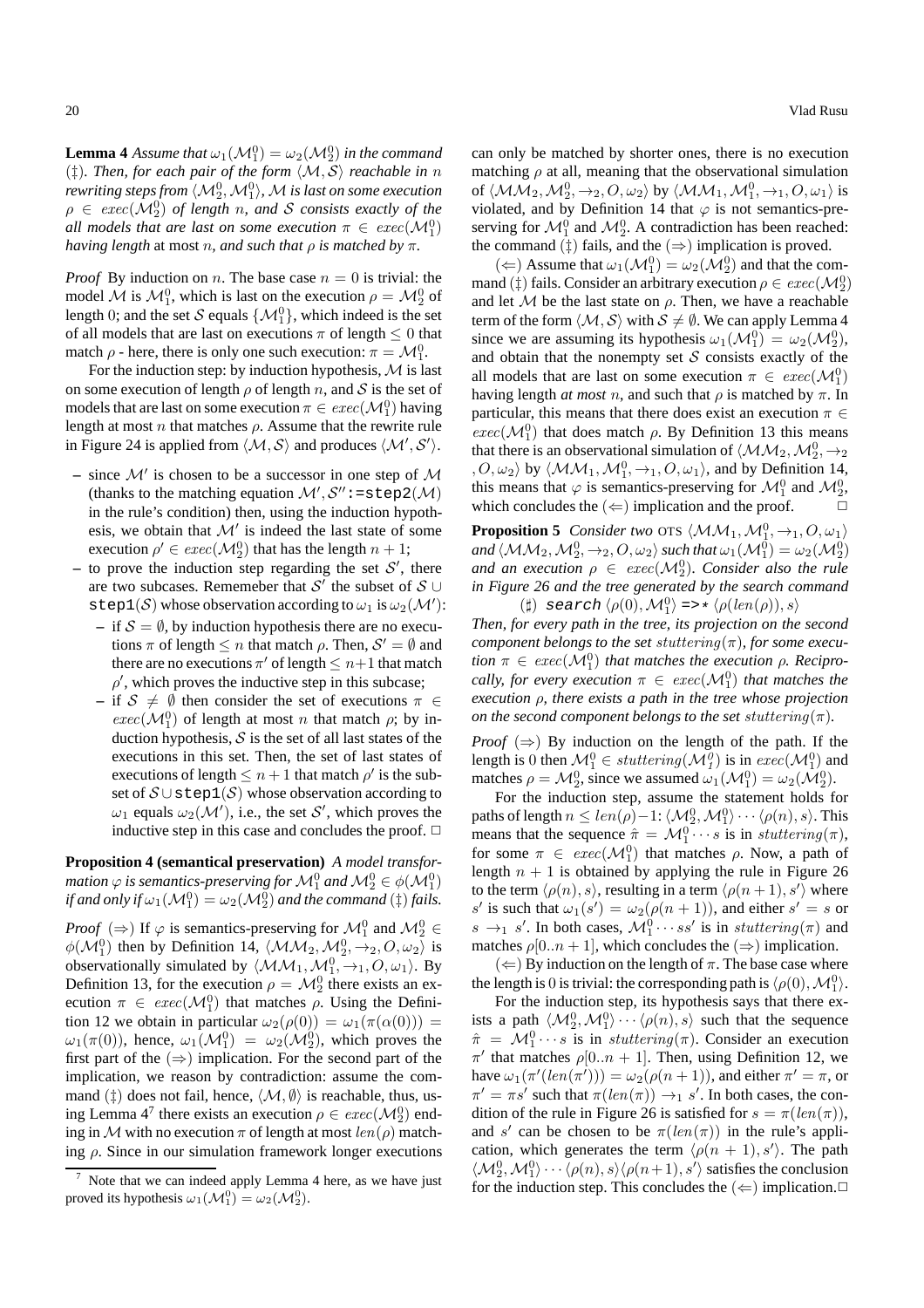**Lemma 4** *Assume that $\omega_1(\mathcal{M}_1^0) = \omega_2(\mathcal{M}_2^0)$ in the command (‡). Then, for each pair of the form $\langle \mathcal{M}, \mathcal{S}\rangle$ reachable in $n$ rewriting steps from $\langle \mathcal{M}_2^0, \mathcal{M}_1^0\rangle$, $\mathcal{M}$ is last on some execution $\rho \in exec(\mathcal{M}_2^0)$ of length $n$, and $\mathcal{S}$ consists exactly of the all models that are last on some execution $\pi \in exec(\mathcal{M}_1^0)$ having length* at most *$n$, and such that $\rho$ is matched by $\pi$.*

*Proof* By induction on $n$. The base case $n = 0$ is trivial: the model $\mathcal{M}$ is $\mathcal{M}_1^0$, which is last on the execution $\rho = \mathcal{M}_2^0$ of length $0$; and the set $\mathcal{S}$ equals $\{\mathcal{M}_1^0\}$, which indeed is the set of all models that are last on executions $\pi$ of length $\leq 0$ that match $\rho$ - here, there is only one such execution: $\pi = \mathcal{M}_1^0$.

For the induction step: by induction hypothesis, $\mathcal{M}$ is last on some execution of length $\rho$ of length $n$, and $\mathcal{S}$ is the set of models that are last on some execution $\pi \in exec(\mathcal{M}_1^0)$ having length at most $n$ that matches $\rho$. Assume that the rewrite rule in Figure 24 is applied from $\langle \mathcal{M}, \mathcal{S}\rangle$ and produces $\langle \mathcal{M}', \mathcal{S}'\rangle$.

- since $\mathcal{M}'$ is chosen to be a successor in one step of $\mathcal{M}$ (thanks to the matching equation $\mathcal{M}', \mathcal{S}''$:=step2$(\mathcal{M})$ in the rule's condition) then, using the induction hypothesis, we obtain that $\mathcal{M}'$ is indeed the last state of some execution $\rho' \in exec(\mathcal{M}_2^0)$ that has the length $n + 1$;
- to prove the induction step regarding the set $\mathcal{S}'$, there are two subcases. Rememeber that $\mathcal{S}'$ the subset of $\mathcal{S} \cup$ step1$(\mathcal{S})$ whose observation according to $\omega_1$ is $\omega_2(\mathcal{M}')$:
  - if $\mathcal{S} = \emptyset$, by induction hypothesis there are no executions $\pi$ of length $\leq n$ that match $\rho$. Then, $\mathcal{S}' = \emptyset$ and there are no executions $\pi'$ of length $\leq n+1$ that match $\rho'$, which proves the inductive step in this subcase;
  - if $\mathcal{S} \neq \emptyset$ then consider the set of executions $\pi \in exec(\mathcal{M}_1^0)$ of length at most $n$ that match $\rho$; by induction hypothesis, $\mathcal{S}$ is the set of all last states of the executions in this set. Then, the set of last states of executions of length $\leq n+1$ that match $\rho'$ is the subset of $\mathcal{S} \cup$ step1$(\mathcal{S})$ whose observation according to $\omega_1$ equals $\omega_2(\mathcal{M}')$, i.e., the set $\mathcal{S}'$, which proves the inductive step in this case and concludes the proof. □

**Proposition 4 (semantical preservation)** *A model transformation $\varphi$ is semantics-preserving for $\mathcal{M}_1^0$ and $\mathcal{M}_2^0 \in \phi(\mathcal{M}_1^0)$ if and only if $\omega_1(\mathcal{M}_1^0) = \omega_2(\mathcal{M}_2^0)$ and the command (‡) fails.*

*Proof* ($\Rightarrow$) If $\varphi$ is semantics-preserving for $\mathcal{M}_1^0$ and $\mathcal{M}_2^0 \in \phi(\mathcal{M}_1^0)$ then by Definition 14, $\langle \mathcal{MM}_2, \mathcal{M}_2^0, \to_2, O, \omega_2\rangle$ is observationally simulated by $\langle \mathcal{MM}_1, \mathcal{M}_1^0, \to_1, O, \omega_1\rangle$. By Definition 13, for the execution $\rho = \mathcal{M}_2^0$ there exists an execution $\pi \in exec(\mathcal{M}_1^0)$ that matches $\rho$. Using the Definition 12 we obtain in particular $\omega_2(\rho(0)) = \omega_1(\pi(\alpha(0))) = \omega_1(\pi(0))$, hence, $\omega_1(\mathcal{M}_1^0) = \omega_2(\mathcal{M}_2^0)$, which proves the first part of the ($\Rightarrow$) implication. For the second part of the implication, we reason by contradiction: assume the command (‡) does not fail, hence, $\langle \mathcal{M}, \emptyset\rangle$ is reachable, thus, using Lemma 4[7] there exists an execution $\rho \in exec(\mathcal{M}_2^0)$ ending in $\mathcal{M}$ with no execution $\pi$ of length at most $len(\rho)$ matching $\rho$. Since in our simulation framework longer executions can only be matched by shorter ones, there is no execution matching $\rho$ at all, meaning that the observational simulation of $\langle \mathcal{MM}_2, \mathcal{M}_2^0, \to_2, O, \omega_2\rangle$ by $\langle \mathcal{MM}_1, \mathcal{M}_1^0, \to_1, O, \omega_1\rangle$ is violated, and by Definition 14 that $\varphi$ is not semantics-preserving for $\mathcal{M}_1^0$ and $\mathcal{M}_2^0$. A contradiction has been reached: the command (‡) fails, and the ($\Rightarrow$) implication is proved.

($\Leftarrow$) Assume that $\omega_1(\mathcal{M}_1^0) = \omega_2(\mathcal{M}_2^0)$ and that the command (‡) fails. Consider an arbitrary execution $\rho \in exec(\mathcal{M}_2^0)$ and let $\mathcal{M}$ be the last state on $\rho$. Then, we have a reachable term of the form $\langle \mathcal{M}, \mathcal{S}\rangle$ with $\mathcal{S} \neq \emptyset$. We can apply Lemma 4 since we are assuming its hypothesis $\omega_1(\mathcal{M}_1^0) = \omega_2(\mathcal{M}_2^0)$, and obtain that the nonempty set $\mathcal{S}$ consists exactly of the all models that are last on some execution $\pi \in exec(\mathcal{M}_1^0)$ having length *at most* $n$, and such that $\rho$ is matched by $\pi$. In particular, this means that there does exist an execution $\pi \in exec(\mathcal{M}_1^0)$ that does match $\rho$. By Definition 13 this means that there is an observational simulation of $\langle \mathcal{MM}_2, \mathcal{M}_2^0, \to_2, O, \omega_2\rangle$ by $\langle \mathcal{MM}_1, \mathcal{M}_1^0, \to_1, O, \omega_1\rangle$, and by Definition 14, this means that $\varphi$ is semantics-preserving for $\mathcal{M}_1^0$ and $\mathcal{M}_2^0$, which concludes the ($\Leftarrow$) implication and the proof. □

**Proposition 5** *Consider two* OTS *$\langle \mathcal{MM}_1, \mathcal{M}_1^0, \to_1, O, \omega_1\rangle$ and $\langle \mathcal{MM}_2, \mathcal{M}_2^0, \to_2, O, \omega_2\rangle$ such that $\omega_1(\mathcal{M}_1^0) = \omega_2(\mathcal{M}_2^0)$ and an execution $\rho \in exec(\mathcal{M}_2^0)$. Consider also the rule in Figure 26 and the tree generated by the search command*

(♯) search $\langle \rho(0), \mathcal{M}_1^0\rangle$ =>* $\langle \rho(len(\rho)), s\rangle$

*Then, for every path in the tree, its projection on the second component belongs to the set $stuttering(\pi)$, for some execution $\pi \in exec(\mathcal{M}_1^0)$ that matches the execution $\rho$. Reciprocally, for every execution $\pi \in exec(\mathcal{M}_1^0)$ that matches the execution $\rho$, there exists a path in the tree whose projection on the second component belongs to the set $stuttering(\pi)$.*

*Proof* ($\Rightarrow$) By induction on the length of the path. If the length is $0$ then $\mathcal{M}_1^0 \in stuttering(\mathcal{M}_1^0)$ is in $exec(\mathcal{M}_1^0)$ and matches $\rho = \mathcal{M}_2^0$, since we assumed $\omega_1(\mathcal{M}_1^0) = \omega_2(\mathcal{M}_2^0)$.

For the induction step, assume the statement holds for paths of length $n \leq len(\rho)-1$: $\langle \mathcal{M}_2^0, \mathcal{M}_1^0\rangle \cdots \langle \rho(n), s\rangle$. This means that the sequence $\hat{\pi} = \mathcal{M}_1^0 \cdots s$ is in $stuttering(\pi)$, for some $\pi \in exec(\mathcal{M}_1^0)$ that matches $\rho$. Now, a path of length $n + 1$ is obtained by applying the rule in Figure 26 to the term $\langle \rho(n), s\rangle$, resulting in a term $\langle \rho(n+1), s'\rangle$ where $s'$ is such that $\omega_1(s') = \omega_2(\rho(n+1))$, and either $s' = s$ or $s \to_1 s'$. In both cases, $\mathcal{M}_1^0 \cdots ss'$ is in $stuttering(\pi)$ and matches $\rho[0..n+1]$, which concludes the ($\Rightarrow$) implication.

($\Leftarrow$) By induction on the length of $\pi$. The base case where the length is $0$ is trivial: the corresponding path is $\langle \rho(0), \mathcal{M}_1^0\rangle$.

For the induction step, its hypothesis says that there exists a path $\langle \mathcal{M}_2^0, \mathcal{M}_1^0\rangle \cdots \langle \rho(n), s\rangle$ such that the sequence $\hat{\pi} = \mathcal{M}_1^0 \cdots s$ is in $stuttering(\pi)$. Consider an execution $\pi'$ that matches $\rho[0..n+1]$. Then, using Definition 12, we have $\omega_1(\pi'(len(\pi'))) = \omega_2(\rho(n+1))$, and either $\pi' = \pi$, or $\pi' = \pi s'$ such that $\pi(len(\pi)) \to_1 s'$. In both cases, the condition of the rule in Figure 26 is satisfied for $s = \pi(len(\pi))$, and $s'$ can be chosen to be $\pi(len(\pi))$ in the rule's application, which generates the term $\langle \rho(n+1), s'\rangle$. The path $\langle \mathcal{M}_2^0, \mathcal{M}_1^0\rangle \cdots \langle \rho(n), s\rangle\langle \rho(n+1), s'\rangle$ satisfies the conclusion for the induction step. This concludes the ($\Leftarrow$) implication. □

[7] Note that we can indeed apply Lemma 4 here, as we have just proved its hypothesis $\omega_1(\mathcal{M}_1^0) = \omega_2(\mathcal{M}_2^0)$.